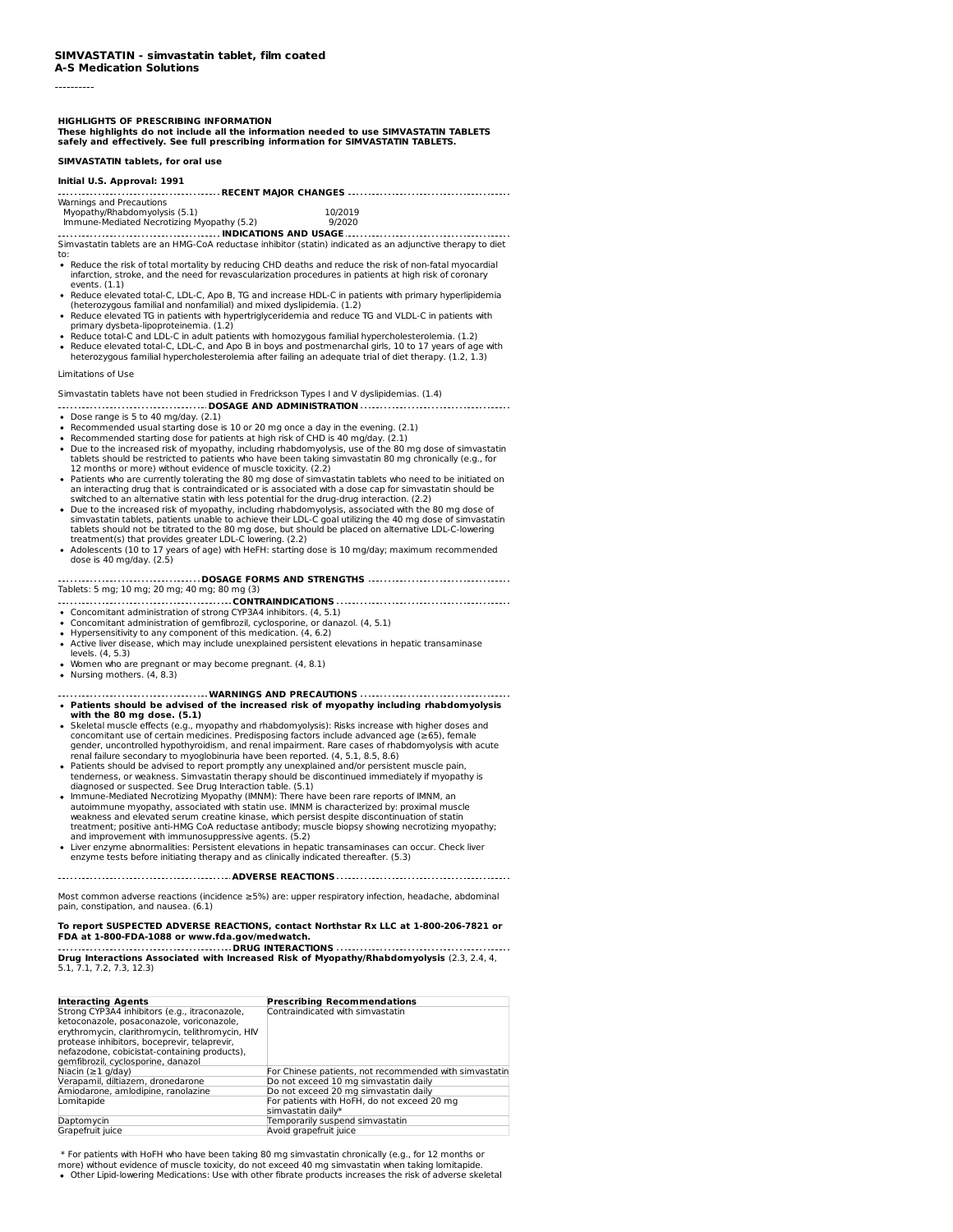**SIMVASTATIN - simvastatin tablet, film coated**
**A-S Medication Solutions**

----------

**HIGHLIGHTS OF PRESCRIBING INFORMATION**
**These highlights do not include all the information needed to use SIMVASTATIN TABLETS safely and effectively. See full prescribing information for SIMVASTATIN TABLETS.**

**SIMVASTATIN tablets, for oral use**

**Initial U.S. Approval: 1991**

**RECENT MAJOR CHANGES**

Warnings and Precautions
Myopathy/Rhabdomyolysis (5.1) 10/2019
Immune-Mediated Necrotizing Myopathy (5.2) 9/2020

**INDICATIONS AND USAGE**

Simvastatin tablets are an HMG-CoA reductase inhibitor (statin) indicated as an adjunctive therapy to diet to:

- Reduce the risk of total mortality by reducing CHD deaths and reduce the risk of non-fatal myocardial infarction, stroke, and the need for revascularization procedures in patients at high risk of coronary events. (1.1)
- Reduce elevated total-C, LDL-C, Apo B, TG and increase HDL-C in patients with primary hyperlipidemia (heterozygous familial and nonfamilial) and mixed dyslipidemia. (1.2)
- Reduce elevated TG in patients with hypertriglyceridemia and reduce TG and VLDL-C in patients with primary dysbeta-lipoproteinemia. (1.2)
- Reduce total-C and LDL-C in adult patients with homozygous familial hypercholesterolemia. (1.2)
- Reduce elevated total-C, LDL-C, and Apo B in boys and postmenarchal girls, 10 to 17 years of age with heterozygous familial hypercholesterolemia after failing an adequate trial of diet therapy. (1.2, 1.3)

Limitations of Use

Simvastatin tablets have not been studied in Fredrickson Types I and V dyslipidemias. (1.4)

**DOSAGE AND ADMINISTRATION**

- Dose range is 5 to 40 mg/day. (2.1)
- Recommended usual starting dose is 10 or 20 mg once a day in the evening. (2.1)
- Recommended starting dose for patients at high risk of CHD is 40 mg/day. (2.1)
- Due to the increased risk of myopathy, including rhabdomyolysis, use of the 80 mg dose of simvastatin tablets should be restricted to patients who have been taking simvastatin 80 mg chronically (e.g., for 12 months or more) without evidence of muscle toxicity. (2.2)
- Patients who are currently tolerating the 80 mg dose of simvastatin tablets who need to be initiated on an interacting drug that is contraindicated or is associated with a dose cap for simvastatin should be switched to an alternative statin with less potential for the drug-drug interaction. (2.2)
- Due to the increased risk of myopathy, including rhabdomyolysis, associated with the 80 mg dose of simvastatin tablets, patients unable to achieve their LDL-C goal utilizing the 40 mg dose of simvastatin tablets should not be titrated to the 80 mg dose, but should be placed on alternative LDL-C-lowering treatment(s) that provides greater LDL-C lowering. (2.2)
- Adolescents (10 to 17 years of age) with HeFH: starting dose is 10 mg/day; maximum recommended dose is 40 mg/day. (2.5)

**DOSAGE FORMS AND STRENGTHS**

Tablets: 5 mg; 10 mg; 20 mg; 40 mg; 80 mg (3)

**CONTRAINDICATIONS**

- Concomitant administration of strong CYP3A4 inhibitors. (4, 5.1)
- Concomitant administration of gemfibrozil, cyclosporine, or danazol. (4, 5.1)
- Hypersensitivity to any component of this medication. (4, 6.2)
- Active liver disease, which may include unexplained persistent elevations in hepatic transaminase levels. (4, 5.3)
- Women who are pregnant or may become pregnant. (4, 8.1)
- Nursing mothers. (4, 8.3)

**WARNINGS AND PRECAUTIONS**

- **Patients should be advised of the increased risk of myopathy including rhabdomyolysis with the 80 mg dose. (5.1)**
- Skeletal muscle effects (e.g., myopathy and rhabdomyolysis): Risks increase with higher doses and concomitant use of certain medicines. Predisposing factors include advanced age (≥65), female gender, uncontrolled hypothyroidism, and renal impairment. Rare cases of rhabdomyolysis with acute renal failure secondary to myoglobinuria have been reported. (4, 5.1, 8.5, 8.6)
- Patients should be advised to report promptly any unexplained and/or persistent muscle pain, tenderness, or weakness. Simvastatin therapy should be discontinued immediately if myopathy is diagnosed or suspected. See Drug Interaction table. (5.1)
- Immune-Mediated Necrotizing Myopathy (IMNM): There have been rare reports of IMNM, an autoimmune myopathy, associated with statin use. IMNM is characterized by: proximal muscle weakness and elevated serum creatine kinase, which persist despite discontinuation of statin treatment; positive anti-HMG CoA reductase antibody; muscle biopsy showing necrotizing myopathy; and improvement with immunosuppressive agents. (5.2)
- Liver enzyme abnormalities: Persistent elevations in hepatic transaminases can occur. Check liver enzyme tests before initiating therapy and as clinically indicated thereafter. (5.3)

**ADVERSE REACTIONS**

Most common adverse reactions (incidence ≥5%) are: upper respiratory infection, headache, abdominal pain, constipation, and nausea. (6.1)

**To report SUSPECTED ADVERSE REACTIONS, contact Northstar Rx LLC at 1-800-206-7821 or FDA at 1-800-FDA-1088 or www.fda.gov/medwatch.**

**DRUG INTERACTIONS**

**Drug Interactions Associated with Increased Risk of Myopathy/Rhabdomyolysis** (2.3, 2.4, 4, 5.1, 7.1, 7.2, 7.3, 12.3)

| Interacting Agents | Prescribing Recommendations |
|---|---|
| Strong CYP3A4 inhibitors (e.g., itraconazole, ketoconazole, posaconazole, voriconazole, erythromycin, clarithromycin, telithromycin, HIV protease inhibitors, boceprevir, telaprevir, nefazodone, cobicistat-containing products), gemfibrozil, cyclosporine, danazol | Contraindicated with simvastatin |
| Niacin (≥1 g/day) | For Chinese patients, not recommended with simvastatin |
| Verapamil, diltiazem, dronedarone | Do not exceed 10 mg simvastatin daily |
| Amiodarone, amlodipine, ranolazine | Do not exceed 20 mg simvastatin daily |
| Lomitapide | For patients with HoFH, do not exceed 20 mg simvastatin daily* |
| Daptomycin | Temporarily suspend simvastatin |
| Grapefruit juice | Avoid grapefruit juice |

\* For patients with HoFH who have been taking 80 mg simvastatin chronically (e.g., for 12 months or more) without evidence of muscle toxicity, do not exceed 40 mg simvastatin when taking lomitapide.

- Other Lipid-lowering Medications: Use with other fibrate products increases the risk of adverse skeletal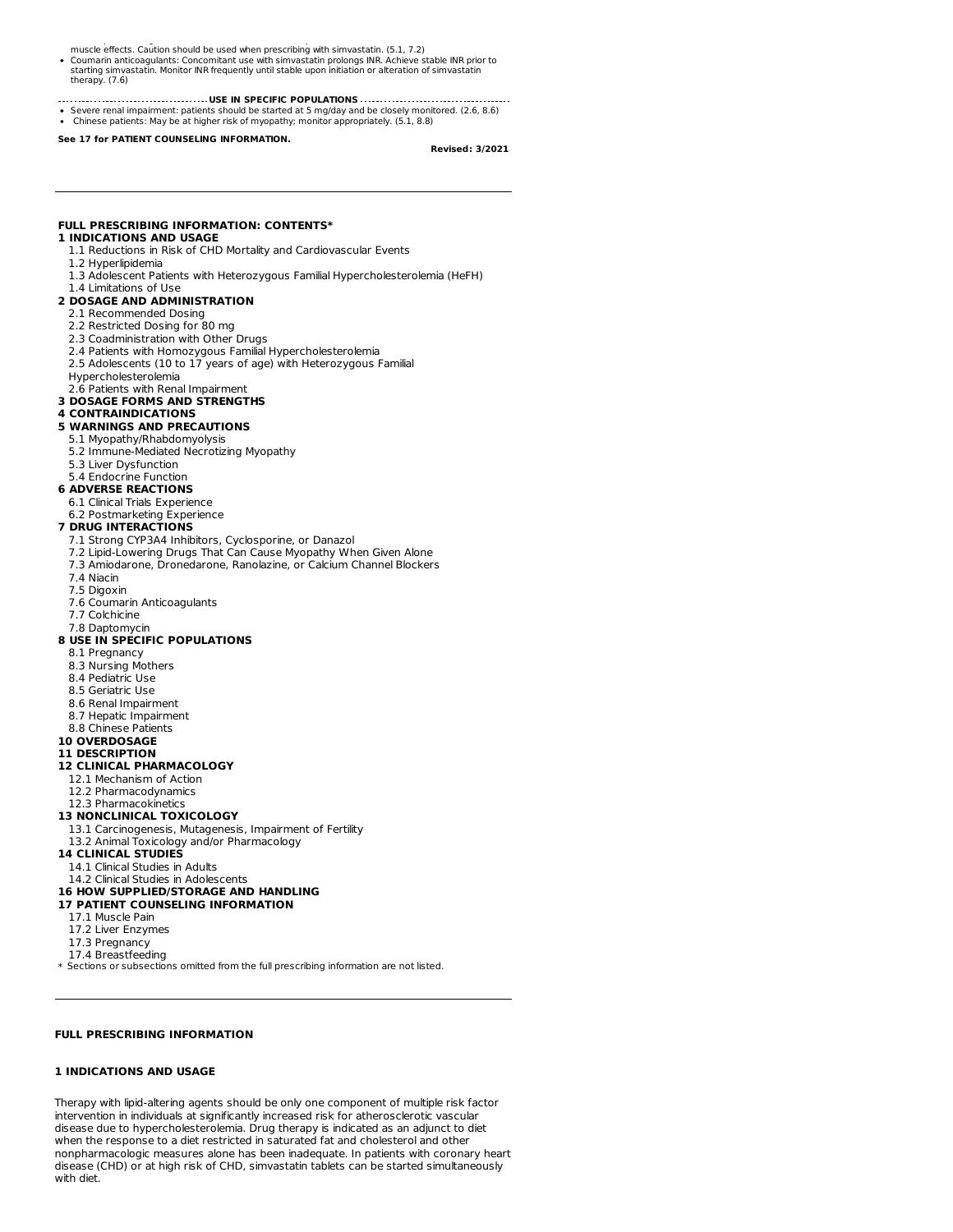muscle effects. Caution should be used when prescribing with simvastatin. (5.1, 7.2)

- Coumarin anticoagulants: Concomitant use with simvastatin prolongs INR. Achieve stable INR prior to starting simvastatin. Monitor INR frequently until stable upon initiation or alteration of simvastatin therapy. (7.6)

**USE IN SPECIFIC POPULATIONS**

- Severe renal impairment: patients should be started at 5 mg/day and be closely monitored. (2.6, 8.6)
- Chinese patients: May be at higher risk of myopathy; monitor appropriately. (5.1, 8.8)

**See 17 for PATIENT COUNSELING INFORMATION.**

**Revised: 3/2021**

---

**FULL PRESCRIBING INFORMATION: CONTENTS***

**1 INDICATIONS AND USAGE**
- 1.1 Reductions in Risk of CHD Mortality and Cardiovascular Events
- 1.2 Hyperlipidemia
- 1.3 Adolescent Patients with Heterozygous Familial Hypercholesterolemia (HeFH)
- 1.4 Limitations of Use

**2 DOSAGE AND ADMINISTRATION**
- 2.1 Recommended Dosing
- 2.2 Restricted Dosing for 80 mg
- 2.3 Coadministration with Other Drugs
- 2.4 Patients with Homozygous Familial Hypercholesterolemia
- 2.5 Adolescents (10 to 17 years of age) with Heterozygous Familial Hypercholesterolemia
- 2.6 Patients with Renal Impairment

**3 DOSAGE FORMS AND STRENGTHS**

**4 CONTRAINDICATIONS**

**5 WARNINGS AND PRECAUTIONS**
- 5.1 Myopathy/Rhabdomyolysis
- 5.2 Immune-Mediated Necrotizing Myopathy
- 5.3 Liver Dysfunction
- 5.4 Endocrine Function

**6 ADVERSE REACTIONS**
- 6.1 Clinical Trials Experience
- 6.2 Postmarketing Experience

**7 DRUG INTERACTIONS**
- 7.1 Strong CYP3A4 Inhibitors, Cyclosporine, or Danazol
- 7.2 Lipid-Lowering Drugs That Can Cause Myopathy When Given Alone
- 7.3 Amiodarone, Dronedarone, Ranolazine, or Calcium Channel Blockers
- 7.4 Niacin
- 7.5 Digoxin
- 7.6 Coumarin Anticoagulants
- 7.7 Colchicine
- 7.8 Daptomycin

**8 USE IN SPECIFIC POPULATIONS**
- 8.1 Pregnancy
- 8.3 Nursing Mothers
- 8.4 Pediatric Use
- 8.5 Geriatric Use
- 8.6 Renal Impairment
- 8.7 Hepatic Impairment
- 8.8 Chinese Patients

**10 OVERDOSAGE**

**11 DESCRIPTION**

**12 CLINICAL PHARMACOLOGY**
- 12.1 Mechanism of Action
- 12.2 Pharmacodynamics
- 12.3 Pharmacokinetics

**13 NONCLINICAL TOXICOLOGY**
- 13.1 Carcinogenesis, Mutagenesis, Impairment of Fertility
- 13.2 Animal Toxicology and/or Pharmacology

**14 CLINICAL STUDIES**
- 14.1 Clinical Studies in Adults
- 14.2 Clinical Studies in Adolescents

**16 HOW SUPPLIED/STORAGE AND HANDLING**

**17 PATIENT COUNSELING INFORMATION**
- 17.1 Muscle Pain
- 17.2 Liver Enzymes
- 17.3 Pregnancy
- 17.4 Breastfeeding

* Sections or subsections omitted from the full prescribing information are not listed.

---

## FULL PRESCRIBING INFORMATION

## 1 INDICATIONS AND USAGE

Therapy with lipid-altering agents should be only one component of multiple risk factor intervention in individuals at significantly increased risk for atherosclerotic vascular disease due to hypercholesterolemia. Drug therapy is indicated as an adjunct to diet when the response to a diet restricted in saturated fat and cholesterol and other nonpharmacologic measures alone has been inadequate. In patients with coronary heart disease (CHD) or at high risk of CHD, simvastatin tablets can be started simultaneously with diet.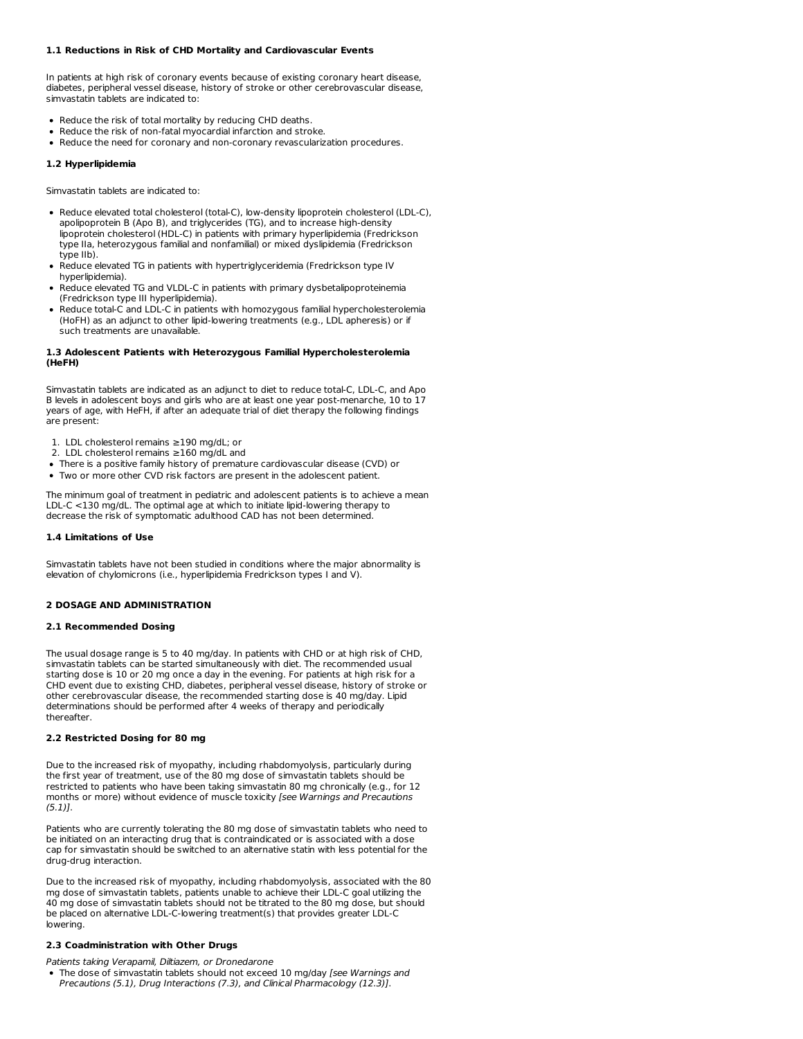### 1.1 Reductions in Risk of CHD Mortality and Cardiovascular Events

In patients at high risk of coronary events because of existing coronary heart disease, diabetes, peripheral vessel disease, history of stroke or other cerebrovascular disease, simvastatin tablets are indicated to:

- Reduce the risk of total mortality by reducing CHD deaths.
- Reduce the risk of non-fatal myocardial infarction and stroke.
- Reduce the need for coronary and non-coronary revascularization procedures.

### 1.2 Hyperlipidemia

Simvastatin tablets are indicated to:

- Reduce elevated total cholesterol (total-C), low-density lipoprotein cholesterol (LDL-C), apolipoprotein B (Apo B), and triglycerides (TG), and to increase high-density lipoprotein cholesterol (HDL-C) in patients with primary hyperlipidemia (Fredrickson type IIa, heterozygous familial and nonfamilial) or mixed dyslipidemia (Fredrickson type IIb).
- Reduce elevated TG in patients with hypertriglyceridemia (Fredrickson type IV hyperlipidemia).
- Reduce elevated TG and VLDL-C in patients with primary dysbetalipoproteinemia (Fredrickson type III hyperlipidemia).
- Reduce total-C and LDL-C in patients with homozygous familial hypercholesterolemia (HoFH) as an adjunct to other lipid-lowering treatments (e.g., LDL apheresis) or if such treatments are unavailable.

### 1.3 Adolescent Patients with Heterozygous Familial Hypercholesterolemia (HeFH)

Simvastatin tablets are indicated as an adjunct to diet to reduce total-C, LDL-C, and Apo B levels in adolescent boys and girls who are at least one year post-menarche, 10 to 17 years of age, with HeFH, if after an adequate trial of diet therapy the following findings are present:

1. LDL cholesterol remains ≥190 mg/dL; or
2. LDL cholesterol remains ≥160 mg/dL and

- There is a positive family history of premature cardiovascular disease (CVD) or
- Two or more other CVD risk factors are present in the adolescent patient.

The minimum goal of treatment in pediatric and adolescent patients is to achieve a mean LDL-C <130 mg/dL. The optimal age at which to initiate lipid-lowering therapy to decrease the risk of symptomatic adulthood CAD has not been determined.

### 1.4 Limitations of Use

Simvastatin tablets have not been studied in conditions where the major abnormality is elevation of chylomicrons (i.e., hyperlipidemia Fredrickson types I and V).

## 2 DOSAGE AND ADMINISTRATION

### 2.1 Recommended Dosing

The usual dosage range is 5 to 40 mg/day. In patients with CHD or at high risk of CHD, simvastatin tablets can be started simultaneously with diet. The recommended usual starting dose is 10 or 20 mg once a day in the evening. For patients at high risk for a CHD event due to existing CHD, diabetes, peripheral vessel disease, history of stroke or other cerebrovascular disease, the recommended starting dose is 40 mg/day. Lipid determinations should be performed after 4 weeks of therapy and periodically thereafter.

### 2.2 Restricted Dosing for 80 mg

Due to the increased risk of myopathy, including rhabdomyolysis, particularly during the first year of treatment, use of the 80 mg dose of simvastatin tablets should be restricted to patients who have been taking simvastatin 80 mg chronically (e.g., for 12 months or more) without evidence of muscle toxicity *[see Warnings and Precautions (5.1)]*.

Patients who are currently tolerating the 80 mg dose of simvastatin tablets who need to be initiated on an interacting drug that is contraindicated or is associated with a dose cap for simvastatin should be switched to an alternative statin with less potential for the drug-drug interaction.

Due to the increased risk of myopathy, including rhabdomyolysis, associated with the 80 mg dose of simvastatin tablets, patients unable to achieve their LDL-C goal utilizing the 40 mg dose of simvastatin tablets should not be titrated to the 80 mg dose, but should be placed on alternative LDL-C-lowering treatment(s) that provides greater LDL-C lowering.

### 2.3 Coadministration with Other Drugs

*Patients taking Verapamil, Diltiazem, or Dronedarone*

- The dose of simvastatin tablets should not exceed 10 mg/day *[see Warnings and Precautions (5.1), Drug Interactions (7.3), and Clinical Pharmacology (12.3)]*.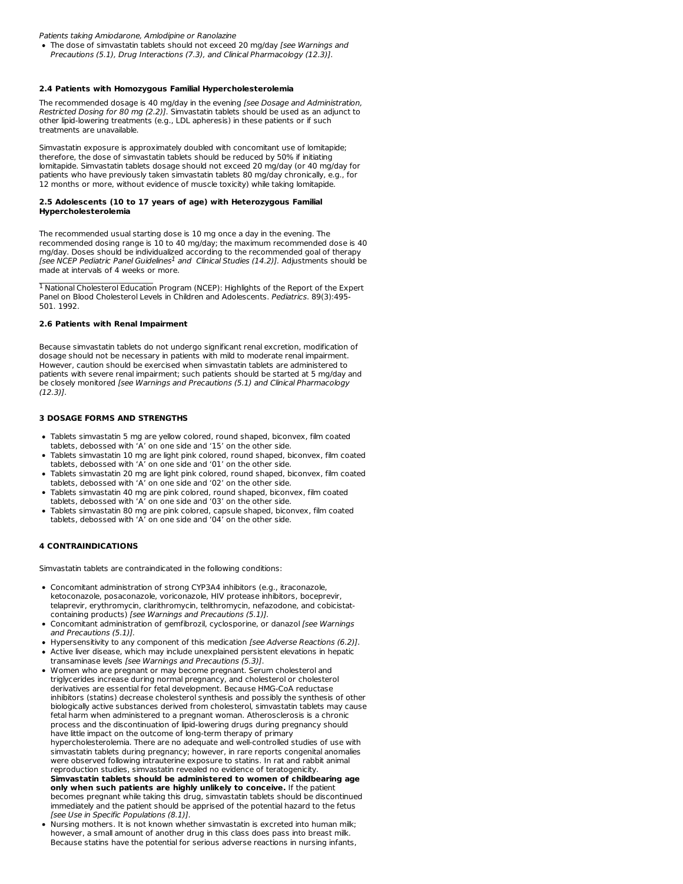*Patients taking Amiodarone, Amlodipine or Ranolazine*

- The dose of simvastatin tablets should not exceed 20 mg/day *[see Warnings and Precautions (5.1), Drug Interactions (7.3), and Clinical Pharmacology (12.3)]*.

### 2.4 Patients with Homozygous Familial Hypercholesterolemia

The recommended dosage is 40 mg/day in the evening *[see Dosage and Administration, Restricted Dosing for 80 mg (2.2)]*. Simvastatin tablets should be used as an adjunct to other lipid-lowering treatments (e.g., LDL apheresis) in these patients or if such treatments are unavailable.

Simvastatin exposure is approximately doubled with concomitant use of lomitapide; therefore, the dose of simvastatin tablets should be reduced by 50% if initiating lomitapide. Simvastatin tablets dosage should not exceed 20 mg/day (or 40 mg/day for patients who have previously taken simvastatin tablets 80 mg/day chronically, e.g., for 12 months or more, without evidence of muscle toxicity) while taking lomitapide.

### 2.5 Adolescents (10 to 17 years of age) with Heterozygous Familial Hypercholesterolemia

The recommended usual starting dose is 10 mg once a day in the evening. The recommended dosing range is 10 to 40 mg/day; the maximum recommended dose is 40 mg/day. Doses should be individualized according to the recommended goal of therapy *[see NCEP Pediatric Panel Guidelines*[1] *and Clinical Studies (14.2)]*. Adjustments should be made at intervals of 4 weeks or more.

---

[1] National Cholesterol Education Program (NCEP): Highlights of the Report of the Expert Panel on Blood Cholesterol Levels in Children and Adolescents. *Pediatrics*. 89(3):495-501. 1992.

### 2.6 Patients with Renal Impairment

Because simvastatin tablets do not undergo significant renal excretion, modification of dosage should not be necessary in patients with mild to moderate renal impairment. However, caution should be exercised when simvastatin tablets are administered to patients with severe renal impairment; such patients should be started at 5 mg/day and be closely monitored *[see Warnings and Precautions (5.1) and Clinical Pharmacology (12.3)]*.

## 3 DOSAGE FORMS AND STRENGTHS

- Tablets simvastatin 5 mg are yellow colored, round shaped, biconvex, film coated tablets, debossed with 'A' on one side and '15' on the other side.
- Tablets simvastatin 10 mg are light pink colored, round shaped, biconvex, film coated tablets, debossed with 'A' on one side and '01' on the other side.
- Tablets simvastatin 20 mg are light pink colored, round shaped, biconvex, film coated tablets, debossed with 'A' on one side and '02' on the other side.
- Tablets simvastatin 40 mg are pink colored, round shaped, biconvex, film coated tablets, debossed with 'A' on one side and '03' on the other side.
- Tablets simvastatin 80 mg are pink colored, capsule shaped, biconvex, film coated tablets, debossed with 'A' on one side and '04' on the other side.

## 4 CONTRAINDICATIONS

Simvastatin tablets are contraindicated in the following conditions:

- Concomitant administration of strong CYP3A4 inhibitors (e.g., itraconazole, ketoconazole, posaconazole, voriconazole, HIV protease inhibitors, boceprevir, telaprevir, erythromycin, clarithromycin, telithromycin, nefazodone, and cobicistat-containing products) *[see Warnings and Precautions (5.1)]*.
- Concomitant administration of gemfibrozil, cyclosporine, or danazol *[see Warnings and Precautions (5.1)]*.
- Hypersensitivity to any component of this medication *[see Adverse Reactions (6.2)]*.
- Active liver disease, which may include unexplained persistent elevations in hepatic transaminase levels *[see Warnings and Precautions (5.3)]*.
- Women who are pregnant or may become pregnant. Serum cholesterol and triglycerides increase during normal pregnancy, and cholesterol or cholesterol derivatives are essential for fetal development. Because HMG-CoA reductase inhibitors (statins) decrease cholesterol synthesis and possibly the synthesis of other biologically active substances derived from cholesterol, simvastatin tablets may cause fetal harm when administered to a pregnant woman. Atherosclerosis is a chronic process and the discontinuation of lipid-lowering drugs during pregnancy should have little impact on the outcome of long-term therapy of primary hypercholesterolemia. There are no adequate and well-controlled studies of use with simvastatin tablets during pregnancy; however, in rare reports congenital anomalies were observed following intrauterine exposure to statins. In rat and rabbit animal reproduction studies, simvastatin revealed no evidence of teratogenicity. **Simvastatin tablets should be administered to women of childbearing age only when such patients are highly unlikely to conceive.** If the patient becomes pregnant while taking this drug, simvastatin tablets should be discontinued immediately and the patient should be apprised of the potential hazard to the fetus *[see Use in Specific Populations (8.1)]*.
- Nursing mothers. It is not known whether simvastatin is excreted into human milk; however, a small amount of another drug in this class does pass into breast milk. Because statins have the potential for serious adverse reactions in nursing infants,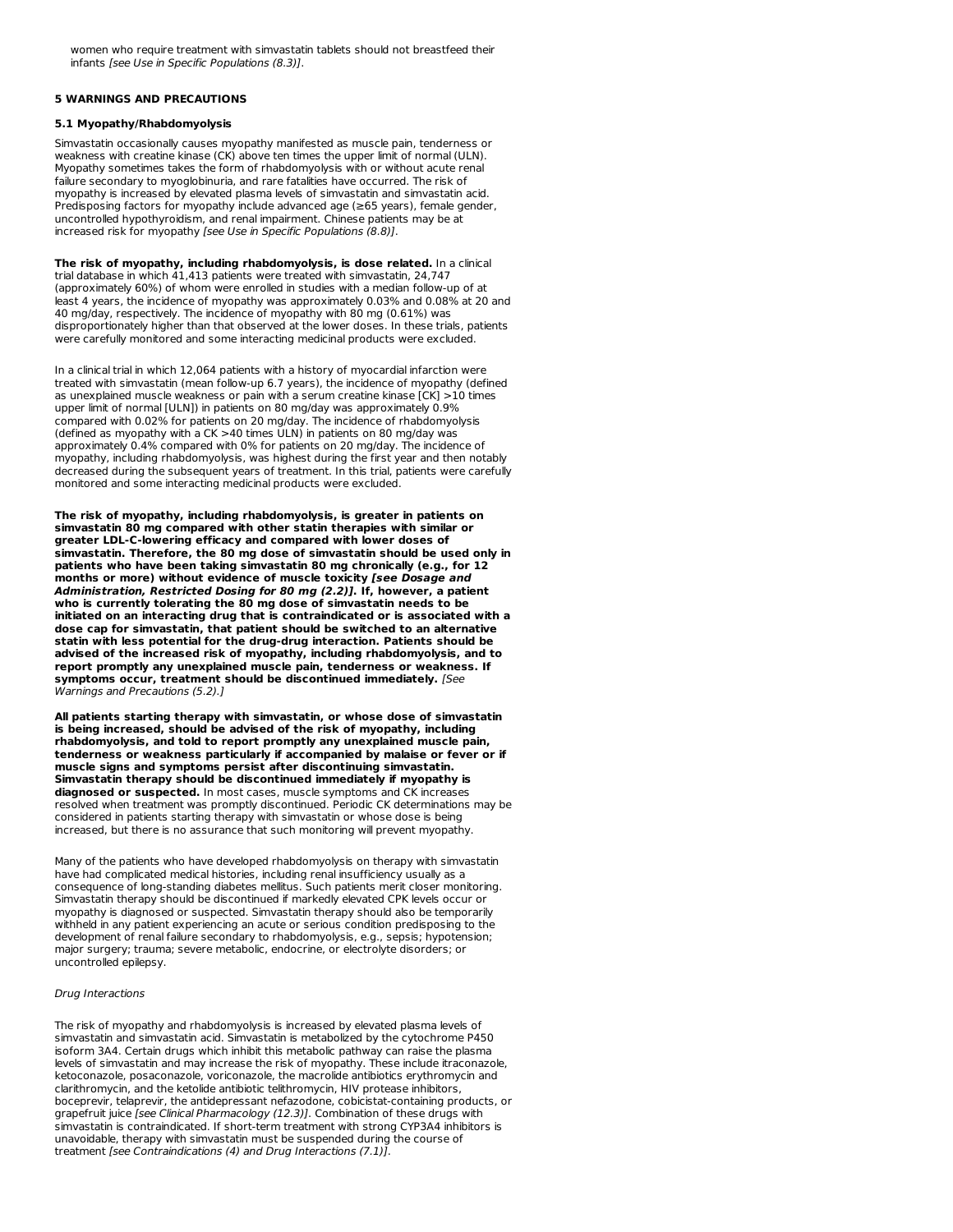women who require treatment with simvastatin tablets should not breastfeed their infants *[see Use in Specific Populations (8.3)]*.

## 5 WARNINGS AND PRECAUTIONS

### 5.1 Myopathy/Rhabdomyolysis

Simvastatin occasionally causes myopathy manifested as muscle pain, tenderness or weakness with creatine kinase (CK) above ten times the upper limit of normal (ULN). Myopathy sometimes takes the form of rhabdomyolysis with or without acute renal failure secondary to myoglobinuria, and rare fatalities have occurred. The risk of myopathy is increased by elevated plasma levels of simvastatin and simvastatin acid. Predisposing factors for myopathy include advanced age (≥65 years), female gender, uncontrolled hypothyroidism, and renal impairment. Chinese patients may be at increased risk for myopathy *[see Use in Specific Populations (8.8)]*.

**The risk of myopathy, including rhabdomyolysis, is dose related.** In a clinical trial database in which 41,413 patients were treated with simvastatin, 24,747 (approximately 60%) of whom were enrolled in studies with a median follow-up of at least 4 years, the incidence of myopathy was approximately 0.03% and 0.08% at 20 and 40 mg/day, respectively. The incidence of myopathy with 80 mg (0.61%) was disproportionately higher than that observed at the lower doses. In these trials, patients were carefully monitored and some interacting medicinal products were excluded.

In a clinical trial in which 12,064 patients with a history of myocardial infarction were treated with simvastatin (mean follow-up 6.7 years), the incidence of myopathy (defined as unexplained muscle weakness or pain with a serum creatine kinase [CK] >10 times upper limit of normal [ULN]) in patients on 80 mg/day was approximately 0.9% compared with 0.02% for patients on 20 mg/day. The incidence of rhabdomyolysis (defined as myopathy with a CK >40 times ULN) in patients on 80 mg/day was approximately 0.4% compared with 0% for patients on 20 mg/day. The incidence of myopathy, including rhabdomyolysis, was highest during the first year and then notably decreased during the subsequent years of treatment. In this trial, patients were carefully monitored and some interacting medicinal products were excluded.

**The risk of myopathy, including rhabdomyolysis, is greater in patients on simvastatin 80 mg compared with other statin therapies with similar or greater LDL-C-lowering efficacy and compared with lower doses of simvastatin. Therefore, the 80 mg dose of simvastatin should be used only in patients who have been taking simvastatin 80 mg chronically (e.g., for 12 months or more) without evidence of muscle toxicity *[see Dosage and Administration, Restricted Dosing for 80 mg (2.2)]*. If, however, a patient who is currently tolerating the 80 mg dose of simvastatin needs to be initiated on an interacting drug that is contraindicated or is associated with a dose cap for simvastatin, that patient should be switched to an alternative statin with less potential for the drug-drug interaction. Patients should be advised of the increased risk of myopathy, including rhabdomyolysis, and to report promptly any unexplained muscle pain, tenderness or weakness. If symptoms occur, treatment should be discontinued immediately.** *[See Warnings and Precautions (5.2).]*

**All patients starting therapy with simvastatin, or whose dose of simvastatin is being increased, should be advised of the risk of myopathy, including rhabdomyolysis, and told to report promptly any unexplained muscle pain, tenderness or weakness particularly if accompanied by malaise or fever or if muscle signs and symptoms persist after discontinuing simvastatin. Simvastatin therapy should be discontinued immediately if myopathy is diagnosed or suspected.** In most cases, muscle symptoms and CK increases resolved when treatment was promptly discontinued. Periodic CK determinations may be considered in patients starting therapy with simvastatin or whose dose is being increased, but there is no assurance that such monitoring will prevent myopathy.

Many of the patients who have developed rhabdomyolysis on therapy with simvastatin have had complicated medical histories, including renal insufficiency usually as a consequence of long-standing diabetes mellitus. Such patients merit closer monitoring. Simvastatin therapy should be discontinued if markedly elevated CPK levels occur or myopathy is diagnosed or suspected. Simvastatin therapy should also be temporarily withheld in any patient experiencing an acute or serious condition predisposing to the development of renal failure secondary to rhabdomyolysis, e.g., sepsis; hypotension; major surgery; trauma; severe metabolic, endocrine, or electrolyte disorders; or uncontrolled epilepsy.

*Drug Interactions*

The risk of myopathy and rhabdomyolysis is increased by elevated plasma levels of simvastatin and simvastatin acid. Simvastatin is metabolized by the cytochrome P450 isoform 3A4. Certain drugs which inhibit this metabolic pathway can raise the plasma levels of simvastatin and may increase the risk of myopathy. These include itraconazole, ketoconazole, posaconazole, voriconazole, the macrolide antibiotics erythromycin and clarithromycin, and the ketolide antibiotic telithromycin, HIV protease inhibitors, boceprevir, telaprevir, the antidepressant nefazodone, cobicistat-containing products, or grapefruit juice *[see Clinical Pharmacology (12.3)]*. Combination of these drugs with simvastatin is contraindicated. If short-term treatment with strong CYP3A4 inhibitors is unavoidable, therapy with simvastatin must be suspended during the course of treatment *[see Contraindications (4) and Drug Interactions (7.1)]*.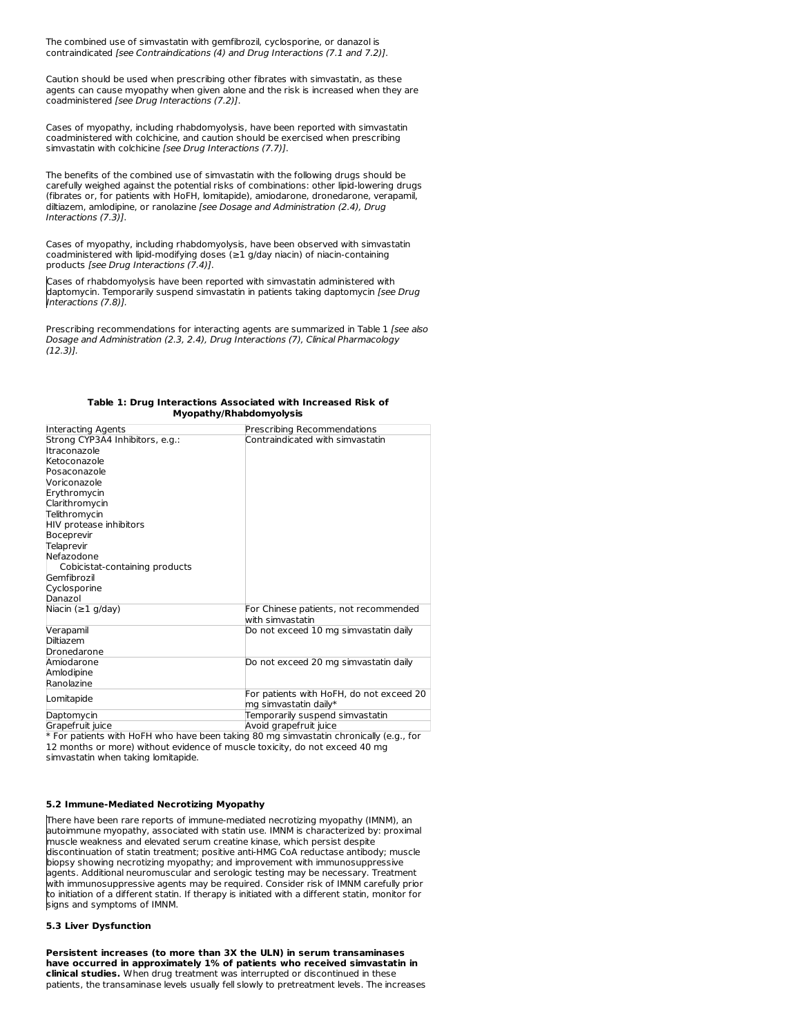The combined use of simvastatin with gemfibrozil, cyclosporine, or danazol is contraindicated *[see Contraindications (4) and Drug Interactions (7.1 and 7.2)]*.

Caution should be used when prescribing other fibrates with simvastatin, as these agents can cause myopathy when given alone and the risk is increased when they are coadministered *[see Drug Interactions (7.2)]*.

Cases of myopathy, including rhabdomyolysis, have been reported with simvastatin coadministered with colchicine, and caution should be exercised when prescribing simvastatin with colchicine *[see Drug Interactions (7.7)]*.

The benefits of the combined use of simvastatin with the following drugs should be carefully weighed against the potential risks of combinations: other lipid-lowering drugs (fibrates or, for patients with HoFH, lomitapide), amiodarone, dronedarone, verapamil, diltiazem, amlodipine, or ranolazine *[see Dosage and Administration (2.4), Drug Interactions (7.3)]*.

Cases of myopathy, including rhabdomyolysis, have been observed with simvastatin coadministered with lipid-modifying doses (≥1 g/day niacin) of niacin-containing products *[see Drug Interactions (7.4)]*.

Cases of rhabdomyolysis have been reported with simvastatin administered with daptomycin. Temporarily suspend simvastatin in patients taking daptomycin *[see Drug Interactions (7.8)]*.

Prescribing recommendations for interacting agents are summarized in Table 1 *[see also Dosage and Administration (2.3, 2.4), Drug Interactions (7), Clinical Pharmacology (12.3)]*.

**Table 1: Drug Interactions Associated with Increased Risk of Myopathy/Rhabdomyolysis**

| Interacting Agents | Prescribing Recommendations |
|---|---|
| Strong CYP3A4 Inhibitors, e.g.:<br>Itraconazole<br>Ketoconazole<br>Posaconazole<br>Voriconazole<br>Erythromycin<br>Clarithromycin<br>Telithromycin<br>HIV protease inhibitors<br>Boceprevir<br>Telaprevir<br>Nefazodone<br>Cobicistat-containing products<br>Gemfibrozil<br>Cyclosporine<br>Danazol | Contraindicated with simvastatin |
| Niacin (≥1 g/day) | For Chinese patients, not recommended with simvastatin |
| Verapamil<br>Diltiazem<br>Dronedarone | Do not exceed 10 mg simvastatin daily |
| Amiodarone<br>Amlodipine<br>Ranolazine | Do not exceed 20 mg simvastatin daily |
| Lomitapide | For patients with HoFH, do not exceed 20 mg simvastatin daily* |
| Daptomycin | Temporarily suspend simvastatin |
| Grapefruit juice | Avoid grapefruit juice |

\* For patients with HoFH who have been taking 80 mg simvastatin chronically (e.g., for 12 months or more) without evidence of muscle toxicity, do not exceed 40 mg simvastatin when taking lomitapide.

### 5.2 Immune-Mediated Necrotizing Myopathy

There have been rare reports of immune-mediated necrotizing myopathy (IMNM), an autoimmune myopathy, associated with statin use. IMNM is characterized by: proximal muscle weakness and elevated serum creatine kinase, which persist despite discontinuation of statin treatment; positive anti-HMG CoA reductase antibody; muscle biopsy showing necrotizing myopathy; and improvement with immunosuppressive agents. Additional neuromuscular and serologic testing may be necessary. Treatment with immunosuppressive agents may be required. Consider risk of IMNM carefully prior to initiation of a different statin. If therapy is initiated with a different statin, monitor for signs and symptoms of IMNM.

### 5.3 Liver Dysfunction

**Persistent increases (to more than 3X the ULN) in serum transaminases have occurred in approximately 1% of patients who received simvastatin in clinical studies.** When drug treatment was interrupted or discontinued in these patients, the transaminase levels usually fell slowly to pretreatment levels. The increases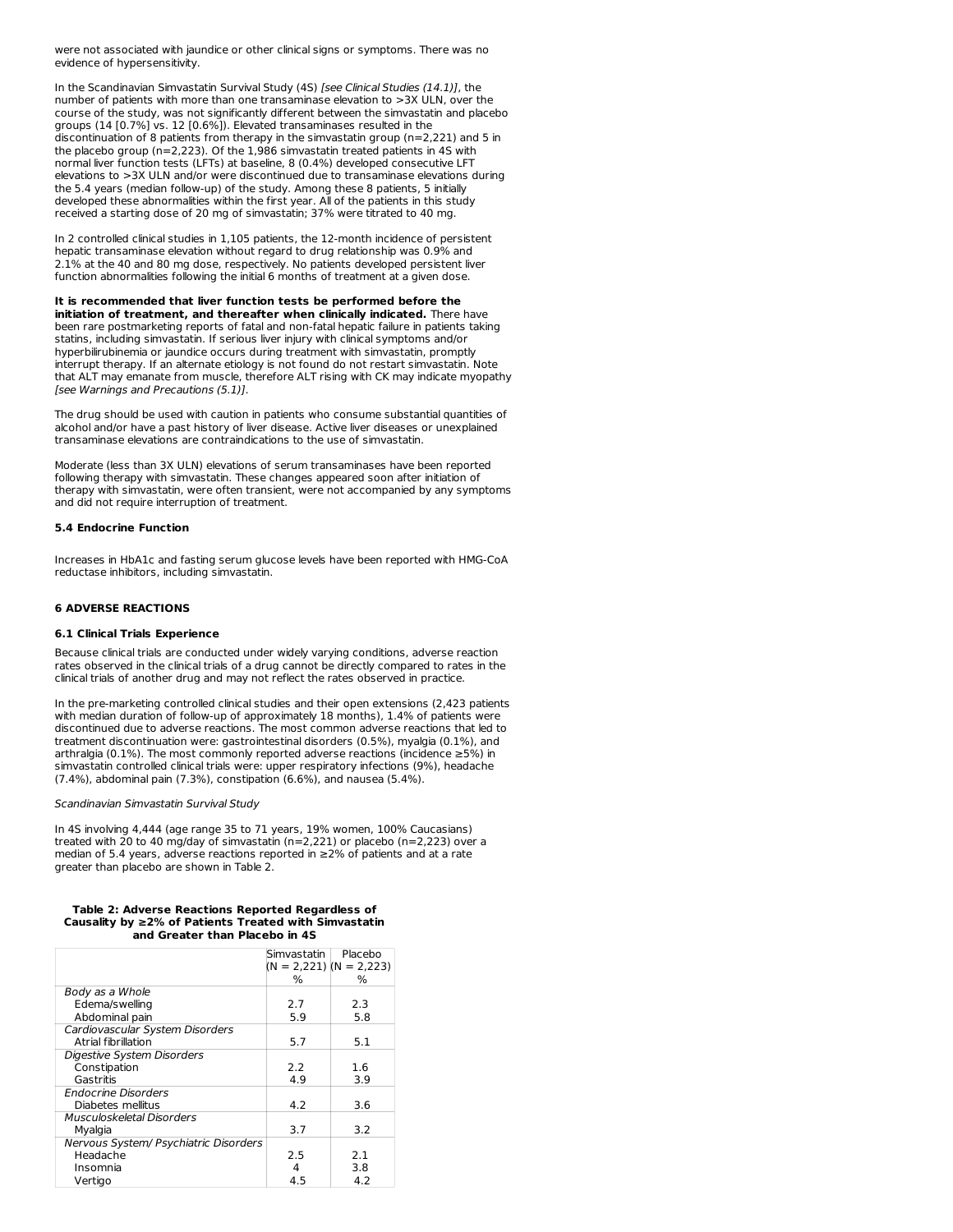were not associated with jaundice or other clinical signs or symptoms. There was no evidence of hypersensitivity.

In the Scandinavian Simvastatin Survival Study (4S) *[see Clinical Studies (14.1)]*, the number of patients with more than one transaminase elevation to >3X ULN, over the course of the study, was not significantly different between the simvastatin and placebo groups (14 [0.7%] vs. 12 [0.6%]). Elevated transaminases resulted in the discontinuation of 8 patients from therapy in the simvastatin group (n=2,221) and 5 in the placebo group (n=2,223). Of the 1,986 simvastatin treated patients in 4S with normal liver function tests (LFTs) at baseline, 8 (0.4%) developed consecutive LFT elevations to >3X ULN and/or were discontinued due to transaminase elevations during the 5.4 years (median follow-up) of the study. Among these 8 patients, 5 initially developed these abnormalities within the first year. All of the patients in this study received a starting dose of 20 mg of simvastatin; 37% were titrated to 40 mg.

In 2 controlled clinical studies in 1,105 patients, the 12-month incidence of persistent hepatic transaminase elevation without regard to drug relationship was 0.9% and 2.1% at the 40 and 80 mg dose, respectively. No patients developed persistent liver function abnormalities following the initial 6 months of treatment at a given dose.

**It is recommended that liver function tests be performed before the initiation of treatment, and thereafter when clinically indicated.** There have been rare postmarketing reports of fatal and non-fatal hepatic failure in patients taking statins, including simvastatin. If serious liver injury with clinical symptoms and/or hyperbilirubinemia or jaundice occurs during treatment with simvastatin, promptly interrupt therapy. If an alternate etiology is not found do not restart simvastatin. Note that ALT may emanate from muscle, therefore ALT rising with CK may indicate myopathy *[see Warnings and Precautions (5.1)]*.

The drug should be used with caution in patients who consume substantial quantities of alcohol and/or have a past history of liver disease. Active liver diseases or unexplained transaminase elevations are contraindications to the use of simvastatin.

Moderate (less than 3X ULN) elevations of serum transaminases have been reported following therapy with simvastatin. These changes appeared soon after initiation of therapy with simvastatin, were often transient, were not accompanied by any symptoms and did not require interruption of treatment.

### 5.4 Endocrine Function

Increases in HbA1c and fasting serum glucose levels have been reported with HMG-CoA reductase inhibitors, including simvastatin.

## 6 ADVERSE REACTIONS

### 6.1 Clinical Trials Experience

Because clinical trials are conducted under widely varying conditions, adverse reaction rates observed in the clinical trials of a drug cannot be directly compared to rates in the clinical trials of another drug and may not reflect the rates observed in practice.

In the pre-marketing controlled clinical studies and their open extensions (2,423 patients with median duration of follow-up of approximately 18 months), 1.4% of patients were discontinued due to adverse reactions. The most common adverse reactions that led to treatment discontinuation were: gastrointestinal disorders (0.5%), myalgia (0.1%), and arthralgia (0.1%). The most commonly reported adverse reactions (incidence ≥5%) in simvastatin controlled clinical trials were: upper respiratory infections (9%), headache (7.4%), abdominal pain (7.3%), constipation (6.6%), and nausea (5.4%).

*Scandinavian Simvastatin Survival Study*

In 4S involving 4,444 (age range 35 to 71 years, 19% women, 100% Caucasians) treated with 20 to 40 mg/day of simvastatin (n=2,221) or placebo (n=2,223) over a median of 5.4 years, adverse reactions reported in ≥2% of patients and at a rate greater than placebo are shown in Table 2.

**Table 2: Adverse Reactions Reported Regardless of Causality by ≥2% of Patients Treated with Simvastatin and Greater than Placebo in 4S**

| | Simvastatin (N = 2,221) % | Placebo (N = 2,223) % |
|---|---|---|
| *Body as a Whole* | | |
| Edema/swelling | 2.7 | 2.3 |
| Abdominal pain | 5.9 | 5.8 |
| *Cardiovascular System Disorders* | | |
| Atrial fibrillation | 5.7 | 5.1 |
| *Digestive System Disorders* | | |
| Constipation | 2.2 | 1.6 |
| Gastritis | 4.9 | 3.9 |
| *Endocrine Disorders* | | |
| Diabetes mellitus | 4.2 | 3.6 |
| *Musculoskeletal Disorders* | | |
| Myalgia | 3.7 | 3.2 |
| *Nervous System/ Psychiatric Disorders* | | |
| Headache | 2.5 | 2.1 |
| Insomnia | 4 | 3.8 |
| Vertigo | 4.5 | 4.2 |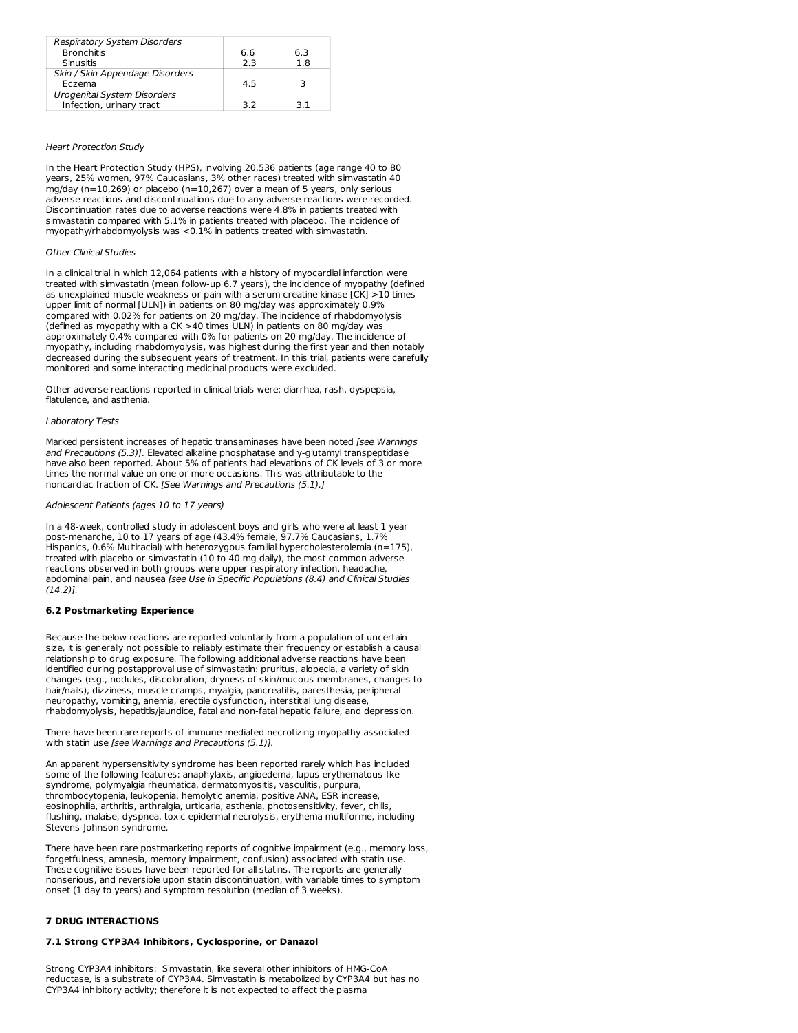| | | |
|---|---|---|
| *Respiratory System Disorders* | | |
| Bronchitis | 6.6 | 6.3 |
| Sinusitis | 2.3 | 1.8 |
| *Skin / Skin Appendage Disorders* | | |
| Eczema | 4.5 | 3 |
| *Urogenital System Disorders* | | |
| Infection, urinary tract | 3.2 | 3.1 |

*Heart Protection Study*

In the Heart Protection Study (HPS), involving 20,536 patients (age range 40 to 80 years, 25% women, 97% Caucasians, 3% other races) treated with simvastatin 40 mg/day (n=10,269) or placebo (n=10,267) over a mean of 5 years, only serious adverse reactions and discontinuations due to any adverse reactions were recorded. Discontinuation rates due to adverse reactions were 4.8% in patients treated with simvastatin compared with 5.1% in patients treated with placebo. The incidence of myopathy/rhabdomyolysis was <0.1% in patients treated with simvastatin.

*Other Clinical Studies*

In a clinical trial in which 12,064 patients with a history of myocardial infarction were treated with simvastatin (mean follow-up 6.7 years), the incidence of myopathy (defined as unexplained muscle weakness or pain with a serum creatine kinase [CK] >10 times upper limit of normal [ULN]) in patients on 80 mg/day was approximately 0.9% compared with 0.02% for patients on 20 mg/day. The incidence of rhabdomyolysis (defined as myopathy with a CK >40 times ULN) in patients on 80 mg/day was approximately 0.4% compared with 0% for patients on 20 mg/day. The incidence of myopathy, including rhabdomyolysis, was highest during the first year and then notably decreased during the subsequent years of treatment. In this trial, patients were carefully monitored and some interacting medicinal products were excluded.

Other adverse reactions reported in clinical trials were: diarrhea, rash, dyspepsia, flatulence, and asthenia.

*Laboratory Tests*

Marked persistent increases of hepatic transaminases have been noted *[see Warnings and Precautions (5.3)]*. Elevated alkaline phosphatase and γ-glutamyl transpeptidase have also been reported. About 5% of patients had elevations of CK levels of 3 or more times the normal value on one or more occasions. This was attributable to the noncardiac fraction of CK. *[See Warnings and Precautions (5.1).]*

*Adolescent Patients (ages 10 to 17 years)*

In a 48-week, controlled study in adolescent boys and girls who were at least 1 year post-menarche, 10 to 17 years of age (43.4% female, 97.7% Caucasians, 1.7% Hispanics, 0.6% Multiracial) with heterozygous familial hypercholesterolemia (n=175), treated with placebo or simvastatin (10 to 40 mg daily), the most common adverse reactions observed in both groups were upper respiratory infection, headache, abdominal pain, and nausea *[see Use in Specific Populations (8.4) and Clinical Studies (14.2)]*.

**6.2 Postmarketing Experience**

Because the below reactions are reported voluntarily from a population of uncertain size, it is generally not possible to reliably estimate their frequency or establish a causal relationship to drug exposure. The following additional adverse reactions have been identified during postapproval use of simvastatin: pruritus, alopecia, a variety of skin changes (e.g., nodules, discoloration, dryness of skin/mucous membranes, changes to hair/nails), dizziness, muscle cramps, myalgia, pancreatitis, paresthesia, peripheral neuropathy, vomiting, anemia, erectile dysfunction, interstitial lung disease, rhabdomyolysis, hepatitis/jaundice, fatal and non-fatal hepatic failure, and depression.

There have been rare reports of immune-mediated necrotizing myopathy associated with statin use *[see Warnings and Precautions (5.1)]*.

An apparent hypersensitivity syndrome has been reported rarely which has included some of the following features: anaphylaxis, angioedema, lupus erythematous-like syndrome, polymyalgia rheumatica, dermatomyositis, vasculitis, purpura, thrombocytopenia, leukopenia, hemolytic anemia, positive ANA, ESR increase, eosinophilia, arthritis, arthralgia, urticaria, asthenia, photosensitivity, fever, chills, flushing, malaise, dyspnea, toxic epidermal necrolysis, erythema multiforme, including Stevens-Johnson syndrome.

There have been rare postmarketing reports of cognitive impairment (e.g., memory loss, forgetfulness, amnesia, memory impairment, confusion) associated with statin use. These cognitive issues have been reported for all statins. The reports are generally nonserious, and reversible upon statin discontinuation, with variable times to symptom onset (1 day to years) and symptom resolution (median of 3 weeks).

**7 DRUG INTERACTIONS**

**7.1 Strong CYP3A4 Inhibitors, Cyclosporine, or Danazol**

Strong CYP3A4 inhibitors: Simvastatin, like several other inhibitors of HMG-CoA reductase, is a substrate of CYP3A4. Simvastatin is metabolized by CYP3A4 but has no CYP3A4 inhibitory activity; therefore it is not expected to affect the plasma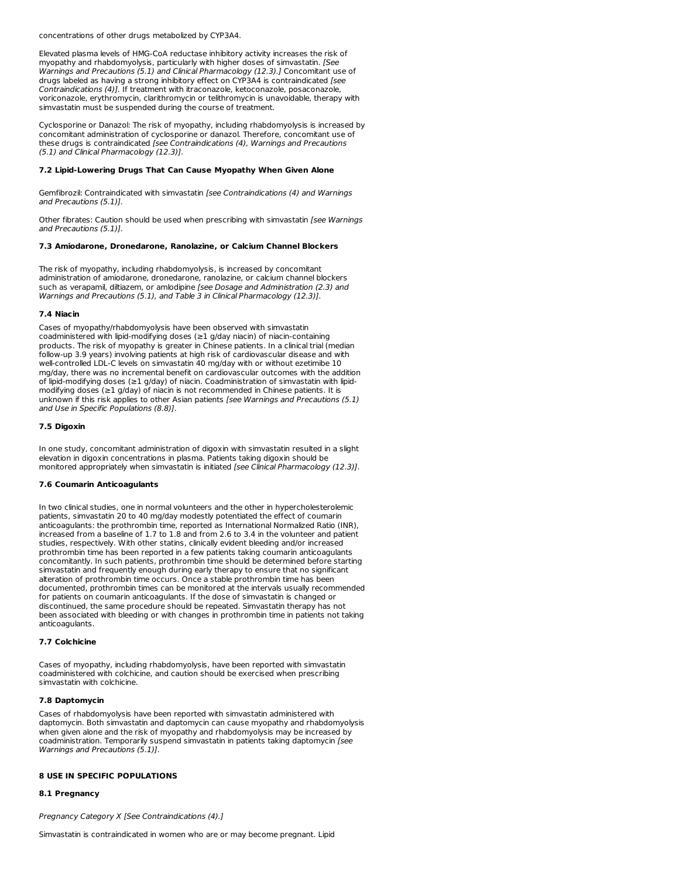concentrations of other drugs metabolized by CYP3A4.

Elevated plasma levels of HMG-CoA reductase inhibitory activity increases the risk of myopathy and rhabdomyolysis, particularly with higher doses of simvastatin. *[See Warnings and Precautions (5.1) and Clinical Pharmacology (12.3).]* Concomitant use of drugs labeled as having a strong inhibitory effect on CYP3A4 is contraindicated *[see Contraindications (4)]*. If treatment with itraconazole, ketoconazole, posaconazole, voriconazole, erythromycin, clarithromycin or telithromycin is unavoidable, therapy with simvastatin must be suspended during the course of treatment.

Cyclosporine or Danazol: The risk of myopathy, including rhabdomyolysis is increased by concomitant administration of cyclosporine or danazol. Therefore, concomitant use of these drugs is contraindicated *[see Contraindications (4), Warnings and Precautions (5.1) and Clinical Pharmacology (12.3)]*.

### 7.2 Lipid-Lowering Drugs That Can Cause Myopathy When Given Alone

Gemfibrozil: Contraindicated with simvastatin *[see Contraindications (4) and Warnings and Precautions (5.1)]*.

Other fibrates: Caution should be used when prescribing with simvastatin *[see Warnings and Precautions (5.1)]*.

### 7.3 Amiodarone, Dronedarone, Ranolazine, or Calcium Channel Blockers

The risk of myopathy, including rhabdomyolysis, is increased by concomitant administration of amiodarone, dronedarone, ranolazine, or calcium channel blockers such as verapamil, diltiazem, or amlodipine *[see Dosage and Administration (2.3) and Warnings and Precautions (5.1), and Table 3 in Clinical Pharmacology (12.3)]*.

### 7.4 Niacin

Cases of myopathy/rhabdomyolysis have been observed with simvastatin coadministered with lipid-modifying doses (≥1 g/day niacin) of niacin-containing products. The risk of myopathy is greater in Chinese patients. In a clinical trial (median follow-up 3.9 years) involving patients at high risk of cardiovascular disease and with well-controlled LDL-C levels on simvastatin 40 mg/day with or without ezetimibe 10 mg/day, there was no incremental benefit on cardiovascular outcomes with the addition of lipid-modifying doses (≥1 g/day) of niacin. Coadministration of simvastatin with lipid-modifying doses (≥1 g/day) of niacin is not recommended in Chinese patients. It is unknown if this risk applies to other Asian patients *[see Warnings and Precautions (5.1) and Use in Specific Populations (8.8)]*.

### 7.5 Digoxin

In one study, concomitant administration of digoxin with simvastatin resulted in a slight elevation in digoxin concentrations in plasma. Patients taking digoxin should be monitored appropriately when simvastatin is initiated *[see Clinical Pharmacology (12.3)]*.

### 7.6 Coumarin Anticoagulants

In two clinical studies, one in normal volunteers and the other in hypercholesterolemic patients, simvastatin 20 to 40 mg/day modestly potentiated the effect of coumarin anticoagulants: the prothrombin time, reported as International Normalized Ratio (INR), increased from a baseline of 1.7 to 1.8 and from 2.6 to 3.4 in the volunteer and patient studies, respectively. With other statins, clinically evident bleeding and/or increased prothrombin time has been reported in a few patients taking coumarin anticoagulants concomitantly. In such patients, prothrombin time should be determined before starting simvastatin and frequently enough during early therapy to ensure that no significant alteration of prothrombin time occurs. Once a stable prothrombin time has been documented, prothrombin times can be monitored at the intervals usually recommended for patients on coumarin anticoagulants. If the dose of simvastatin is changed or discontinued, the same procedure should be repeated. Simvastatin therapy has not been associated with bleeding or with changes in prothrombin time in patients not taking anticoagulants.

### 7.7 Colchicine

Cases of myopathy, including rhabdomyolysis, have been reported with simvastatin coadministered with colchicine, and caution should be exercised when prescribing simvastatin with colchicine.

### 7.8 Daptomycin

Cases of rhabdomyolysis have been reported with simvastatin administered with daptomycin. Both simvastatin and daptomycin can cause myopathy and rhabdomyolysis when given alone and the risk of myopathy and rhabdomyolysis may be increased by coadministration. Temporarily suspend simvastatin in patients taking daptomycin *[see Warnings and Precautions (5.1)]*.

## 8 USE IN SPECIFIC POPULATIONS

### 8.1 Pregnancy

*Pregnancy Category X [See Contraindications (4).]*

Simvastatin is contraindicated in women who are or may become pregnant. Lipid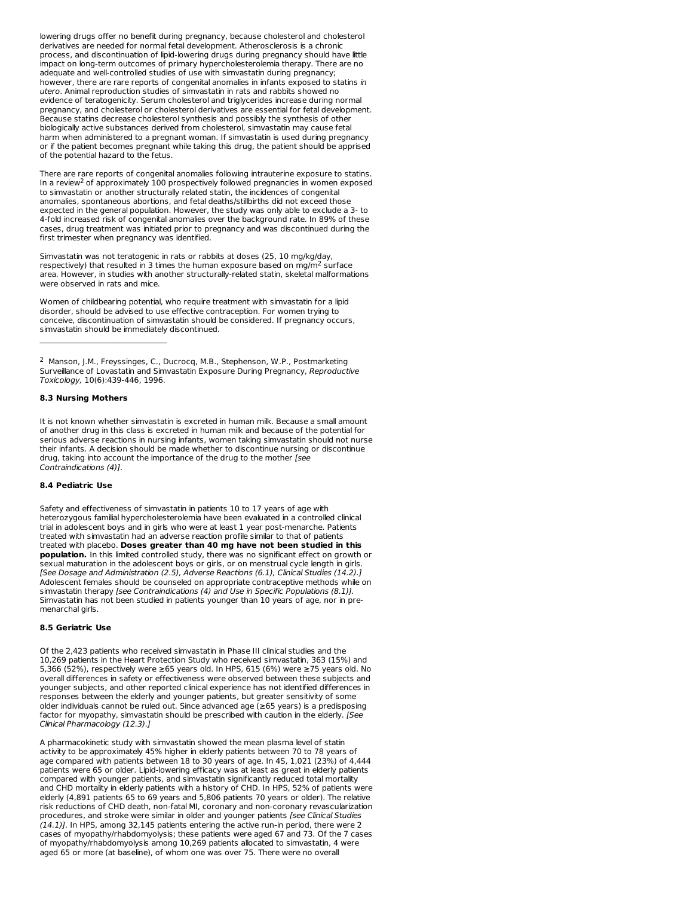lowering drugs offer no benefit during pregnancy, because cholesterol and cholesterol derivatives are needed for normal fetal development. Atherosclerosis is a chronic process, and discontinuation of lipid-lowering drugs during pregnancy should have little impact on long-term outcomes of primary hypercholesterolemia therapy. There are no adequate and well-controlled studies of use with simvastatin during pregnancy; however, there are rare reports of congenital anomalies in infants exposed to statins *in utero*. Animal reproduction studies of simvastatin in rats and rabbits showed no evidence of teratogenicity. Serum cholesterol and triglycerides increase during normal pregnancy, and cholesterol or cholesterol derivatives are essential for fetal development. Because statins decrease cholesterol synthesis and possibly the synthesis of other biologically active substances derived from cholesterol, simvastatin may cause fetal harm when administered to a pregnant woman. If simvastatin is used during pregnancy or if the patient becomes pregnant while taking this drug, the patient should be apprised of the potential hazard to the fetus.

There are rare reports of congenital anomalies following intrauterine exposure to statins. In a review[2] of approximately 100 prospectively followed pregnancies in women exposed to simvastatin or another structurally related statin, the incidences of congenital anomalies, spontaneous abortions, and fetal deaths/stillbirths did not exceed those expected in the general population. However, the study was only able to exclude a 3- to 4-fold increased risk of congenital anomalies over the background rate. In 89% of these cases, drug treatment was initiated prior to pregnancy and was discontinued during the first trimester when pregnancy was identified.

Simvastatin was not teratogenic in rats or rabbits at doses (25, 10 mg/kg/day, respectively) that resulted in 3 times the human exposure based on $mg/m^2$ surface area. However, in studies with another structurally-related statin, skeletal malformations were observed in rats and mice.

Women of childbearing potential, who require treatment with simvastatin for a lipid disorder, should be advised to use effective contraception. For women trying to conceive, discontinuation of simvastatin should be considered. If pregnancy occurs, simvastatin should be immediately discontinued.

---

[2] Manson, J.M., Freyssinges, C., Ducrocq, M.B., Stephenson, W.P., Postmarketing Surveillance of Lovastatin and Simvastatin Exposure During Pregnancy, *Reproductive Toxicology,* 10(6):439-446, 1996.

#### 8.3 Nursing Mothers

It is not known whether simvastatin is excreted in human milk. Because a small amount of another drug in this class is excreted in human milk and because of the potential for serious adverse reactions in nursing infants, women taking simvastatin should not nurse their infants. A decision should be made whether to discontinue nursing or discontinue drug, taking into account the importance of the drug to the mother *[see Contraindications (4)]*.

#### 8.4 Pediatric Use

Safety and effectiveness of simvastatin in patients 10 to 17 years of age with heterozygous familial hypercholesterolemia have been evaluated in a controlled clinical trial in adolescent boys and in girls who were at least 1 year post-menarche. Patients treated with simvastatin had an adverse reaction profile similar to that of patients treated with placebo. **Doses greater than 40 mg have not been studied in this population.** In this limited controlled study, there was no significant effect on growth or sexual maturation in the adolescent boys or girls, or on menstrual cycle length in girls. *[See Dosage and Administration (2.5), Adverse Reactions (6.1), Clinical Studies (14.2).]* Adolescent females should be counseled on appropriate contraceptive methods while on simvastatin therapy *[see Contraindications (4) and Use in Specific Populations (8.1)]*. Simvastatin has not been studied in patients younger than 10 years of age, nor in pre-menarchal girls.

#### 8.5 Geriatric Use

Of the 2,423 patients who received simvastatin in Phase III clinical studies and the 10,269 patients in the Heart Protection Study who received simvastatin, 363 (15%) and 5,366 (52%), respectively were ≥65 years old. In HPS, 615 (6%) were ≥75 years old. No overall differences in safety or effectiveness were observed between these subjects and younger subjects, and other reported clinical experience has not identified differences in responses between the elderly and younger patients, but greater sensitivity of some older individuals cannot be ruled out. Since advanced age (≥65 years) is a predisposing factor for myopathy, simvastatin should be prescribed with caution in the elderly. *[See Clinical Pharmacology (12.3).]*

A pharmacokinetic study with simvastatin showed the mean plasma level of statin activity to be approximately 45% higher in elderly patients between 70 to 78 years of age compared with patients between 18 to 30 years of age. In 4S, 1,021 (23%) of 4,444 patients were 65 or older. Lipid-lowering efficacy was at least as great in elderly patients compared with younger patients, and simvastatin significantly reduced total mortality and CHD mortality in elderly patients with a history of CHD. In HPS, 52% of patients were elderly (4,891 patients 65 to 69 years and 5,806 patients 70 years or older). The relative risk reductions of CHD death, non-fatal MI, coronary and non-coronary revascularization procedures, and stroke were similar in older and younger patients *[see Clinical Studies (14.1)]*. In HPS, among 32,145 patients entering the active run-in period, there were 2 cases of myopathy/rhabdomyolysis; these patients were aged 67 and 73. Of the 7 cases of myopathy/rhabdomyolysis among 10,269 patients allocated to simvastatin, 4 were aged 65 or more (at baseline), of whom one was over 75. There were no overall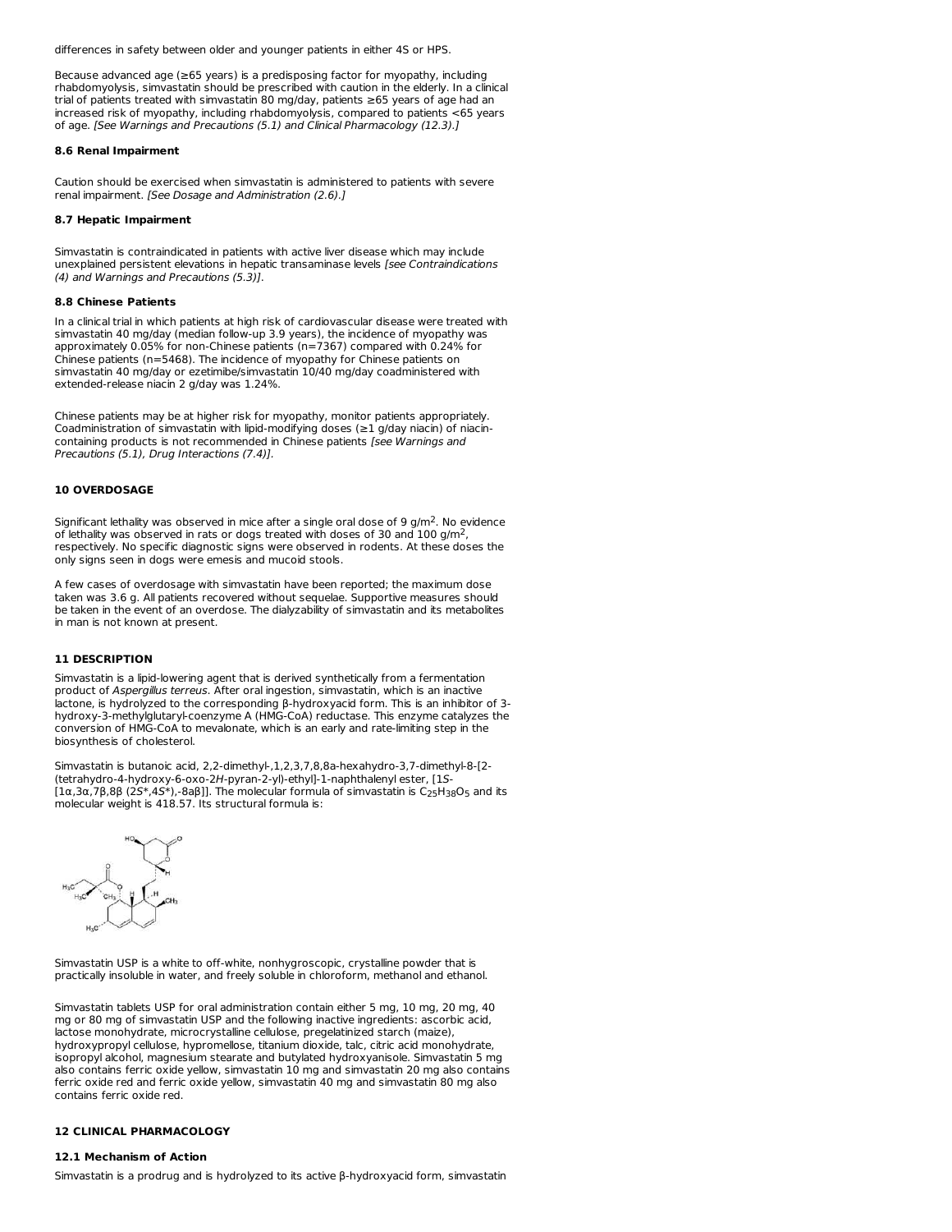differences in safety between older and younger patients in either 4S or HPS.

Because advanced age (≥65 years) is a predisposing factor for myopathy, including rhabdomyolysis, simvastatin should be prescribed with caution in the elderly. In a clinical trial of patients treated with simvastatin 80 mg/day, patients ≥65 years of age had an increased risk of myopathy, including rhabdomyolysis, compared to patients <65 years of age. *[See Warnings and Precautions (5.1) and Clinical Pharmacology (12.3).]*

### 8.6 Renal Impairment

Caution should be exercised when simvastatin is administered to patients with severe renal impairment. *[See Dosage and Administration (2.6).]*

### 8.7 Hepatic Impairment

Simvastatin is contraindicated in patients with active liver disease which may include unexplained persistent elevations in hepatic transaminase levels *[see Contraindications (4) and Warnings and Precautions (5.3)]*.

### 8.8 Chinese Patients

In a clinical trial in which patients at high risk of cardiovascular disease were treated with simvastatin 40 mg/day (median follow-up 3.9 years), the incidence of myopathy was approximately 0.05% for non-Chinese patients (n=7367) compared with 0.24% for Chinese patients (n=5468). The incidence of myopathy for Chinese patients on simvastatin 40 mg/day or ezetimibe/simvastatin 10/40 mg/day coadministered with extended-release niacin 2 g/day was 1.24%.

Chinese patients may be at higher risk for myopathy, monitor patients appropriately. Coadministration of simvastatin with lipid-modifying doses (≥1 g/day niacin) of niacin-containing products is not recommended in Chinese patients *[see Warnings and Precautions (5.1), Drug Interactions (7.4)]*.

## 10 OVERDOSAGE

Significant lethality was observed in mice after a single oral dose of 9 g/m$^2$. No evidence of lethality was observed in rats or dogs treated with doses of 30 and 100 g/m$^2$, respectively. No specific diagnostic signs were observed in rodents. At these doses the only signs seen in dogs were emesis and mucoid stools.

A few cases of overdosage with simvastatin have been reported; the maximum dose taken was 3.6 g. All patients recovered without sequelae. Supportive measures should be taken in the event of an overdose. The dialyzability of simvastatin and its metabolites in man is not known at present.

## 11 DESCRIPTION

Simvastatin is a lipid-lowering agent that is derived synthetically from a fermentation product of *Aspergillus terreus*. After oral ingestion, simvastatin, which is an inactive lactone, is hydrolyzed to the corresponding β-hydroxyacid form. This is an inhibitor of 3-hydroxy-3-methylglutaryl-coenzyme A (HMG-CoA) reductase. This enzyme catalyzes the conversion of HMG-CoA to mevalonate, which is an early and rate-limiting step in the biosynthesis of cholesterol.

Simvastatin is butanoic acid, 2,2-dimethyl-,1,2,3,7,8,8a-hexahydro-3,7-dimethyl-8-[2-(tetrahydro-4-hydroxy-6-oxo-2*H*-pyran-2-yl)-ethyl]-1-naphthalenyl ester, [1*S*-[1α,3α,7β,8β (2*S*\*,4*S*\*),-8aβ]]. The molecular formula of simvastatin is $C_{25}H_{38}O_5$ and its molecular weight is 418.57. Its structural formula is:

Simvastatin USP is a white to off-white, nonhygroscopic, crystalline powder that is practically insoluble in water, and freely soluble in chloroform, methanol and ethanol.

Simvastatin tablets USP for oral administration contain either 5 mg, 10 mg, 20 mg, 40 mg or 80 mg of simvastatin USP and the following inactive ingredients: ascorbic acid, lactose monohydrate, microcrystalline cellulose, pregelatinized starch (maize), hydroxypropyl cellulose, hypromellose, titanium dioxide, talc, citric acid monohydrate, isopropyl alcohol, magnesium stearate and butylated hydroxyanisole. Simvastatin 5 mg also contains ferric oxide yellow, simvastatin 10 mg and simvastatin 20 mg also contains ferric oxide red and ferric oxide yellow, simvastatin 40 mg and simvastatin 80 mg also contains ferric oxide red.

## 12 CLINICAL PHARMACOLOGY

### 12.1 Mechanism of Action

Simvastatin is a prodrug and is hydrolyzed to its active β-hydroxyacid form, simvastatin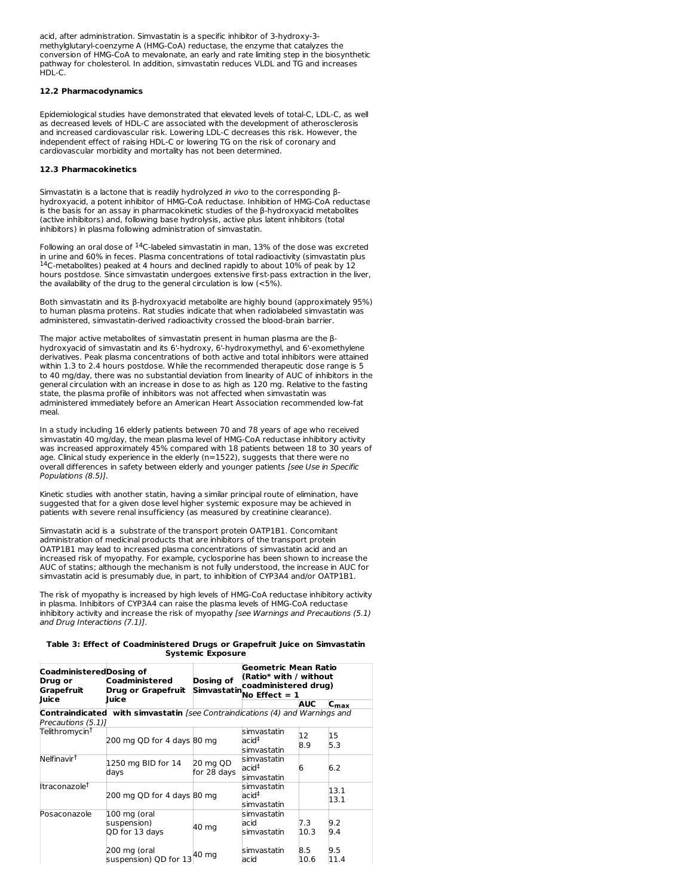acid, after administration. Simvastatin is a specific inhibitor of 3-hydroxy-3-methylglutaryl-coenzyme A (HMG-CoA) reductase, the enzyme that catalyzes the conversion of HMG-CoA to mevalonate, an early and rate limiting step in the biosynthetic pathway for cholesterol. In addition, simvastatin reduces VLDL and TG and increases HDL-C.

### 12.2 Pharmacodynamics

Epidemiological studies have demonstrated that elevated levels of total-C, LDL-C, as well as decreased levels of HDL-C are associated with the development of atherosclerosis and increased cardiovascular risk. Lowering LDL-C decreases this risk. However, the independent effect of raising HDL-C or lowering TG on the risk of coronary and cardiovascular morbidity and mortality has not been determined.

### 12.3 Pharmacokinetics

Simvastatin is a lactone that is readily hydrolyzed *in vivo* to the corresponding β-hydroxyacid, a potent inhibitor of HMG-CoA reductase. Inhibition of HMG-CoA reductase is the basis for an assay in pharmacokinetic studies of the β-hydroxyacid metabolites (active inhibitors) and, following base hydrolysis, active plus latent inhibitors (total inhibitors) in plasma following administration of simvastatin.

Following an oral dose of $^{14}$C-labeled simvastatin in man, 13% of the dose was excreted in urine and 60% in feces. Plasma concentrations of total radioactivity (simvastatin plus $^{14}$C-metabolites) peaked at 4 hours and declined rapidly to about 10% of peak by 12 hours postdose. Since simvastatin undergoes extensive first-pass extraction in the liver, the availability of the drug to the general circulation is low (<5%).

Both simvastatin and its β-hydroxyacid metabolite are highly bound (approximately 95%) to human plasma proteins. Rat studies indicate that when radiolabeled simvastatin was administered, simvastatin-derived radioactivity crossed the blood-brain barrier.

The major active metabolites of simvastatin present in human plasma are the β-hydroxyacid of simvastatin and its 6'-hydroxy, 6'-hydroxymethyl, and 6'-exomethylene derivatives. Peak plasma concentrations of both active and total inhibitors were attained within 1.3 to 2.4 hours postdose. While the recommended therapeutic dose range is 5 to 40 mg/day, there was no substantial deviation from linearity of AUC of inhibitors in the general circulation with an increase in dose to as high as 120 mg. Relative to the fasting state, the plasma profile of inhibitors was not affected when simvastatin was administered immediately before an American Heart Association recommended low-fat meal.

In a study including 16 elderly patients between 70 and 78 years of age who received simvastatin 40 mg/day, the mean plasma level of HMG-CoA reductase inhibitory activity was increased approximately 45% compared with 18 patients between 18 to 30 years of age. Clinical study experience in the elderly (n=1522), suggests that there were no overall differences in safety between elderly and younger patients *[see Use in Specific Populations (8.5)]*.

Kinetic studies with another statin, having a similar principal route of elimination, have suggested that for a given dose level higher systemic exposure may be achieved in patients with severe renal insufficiency (as measured by creatinine clearance).

Simvastatin acid is a substrate of the transport protein OATP1B1. Concomitant administration of medicinal products that are inhibitors of the transport protein OATP1B1 may lead to increased plasma concentrations of simvastatin acid and an increased risk of myopathy. For example, cyclosporine has been shown to increase the AUC of statins; although the mechanism is not fully understood, the increase in AUC for simvastatin acid is presumably due, in part, to inhibition of CYP3A4 and/or OATP1B1.

The risk of myopathy is increased by high levels of HMG-CoA reductase inhibitory activity in plasma. Inhibitors of CYP3A4 can raise the plasma levels of HMG-CoA reductase inhibitory activity and increase the risk of myopathy *[see Warnings and Precautions (5.1) and Drug Interactions (7.1)]*.

**Table 3: Effect of Coadministered Drugs or Grapefruit Juice on Simvastatin Systemic Exposure**

| Coadministered Drug or Grapefruit Juice | Dosing of Coadministered Drug or Grapefruit Juice | Dosing of Simvastatin | Geometric Mean Ratio (Ratio* with / without coadministered drug) No Effect = 1 | | |
|---|---|---|---|---|---|
| | | | | AUC | $C_{max}$ |
| **Contraindicated with simvastatin** *[see Contraindications (4) and Warnings and Precautions (5.1)]* | | | | | |
| Telithromycin† | 200 mg QD for 4 days | 80 mg | simvastatin acid‡<br>simvastatin | 12<br>8.9 | 15<br>5.3 |
| Nelfinavir† | 1250 mg BID for 14 days | 20 mg QD for 28 days | simvastatin acid‡<br>simvastatin | 6 | 6.2 |
| Itraconazole† | 200 mg QD for 4 days | 80 mg | simvastatin acid‡<br>simvastatin | | 13.1<br>13.1 |
| Posaconazole | 100 mg (oral suspension) QD for 13 days | 40 mg | simvastatin acid<br>simvastatin | 7.3<br>10.3 | 9.2<br>9.4 |
| | 200 mg (oral suspension) QD for 13 | 40 mg | simvastatin acid | 8.5<br>10.6 | 9.5<br>11.4 |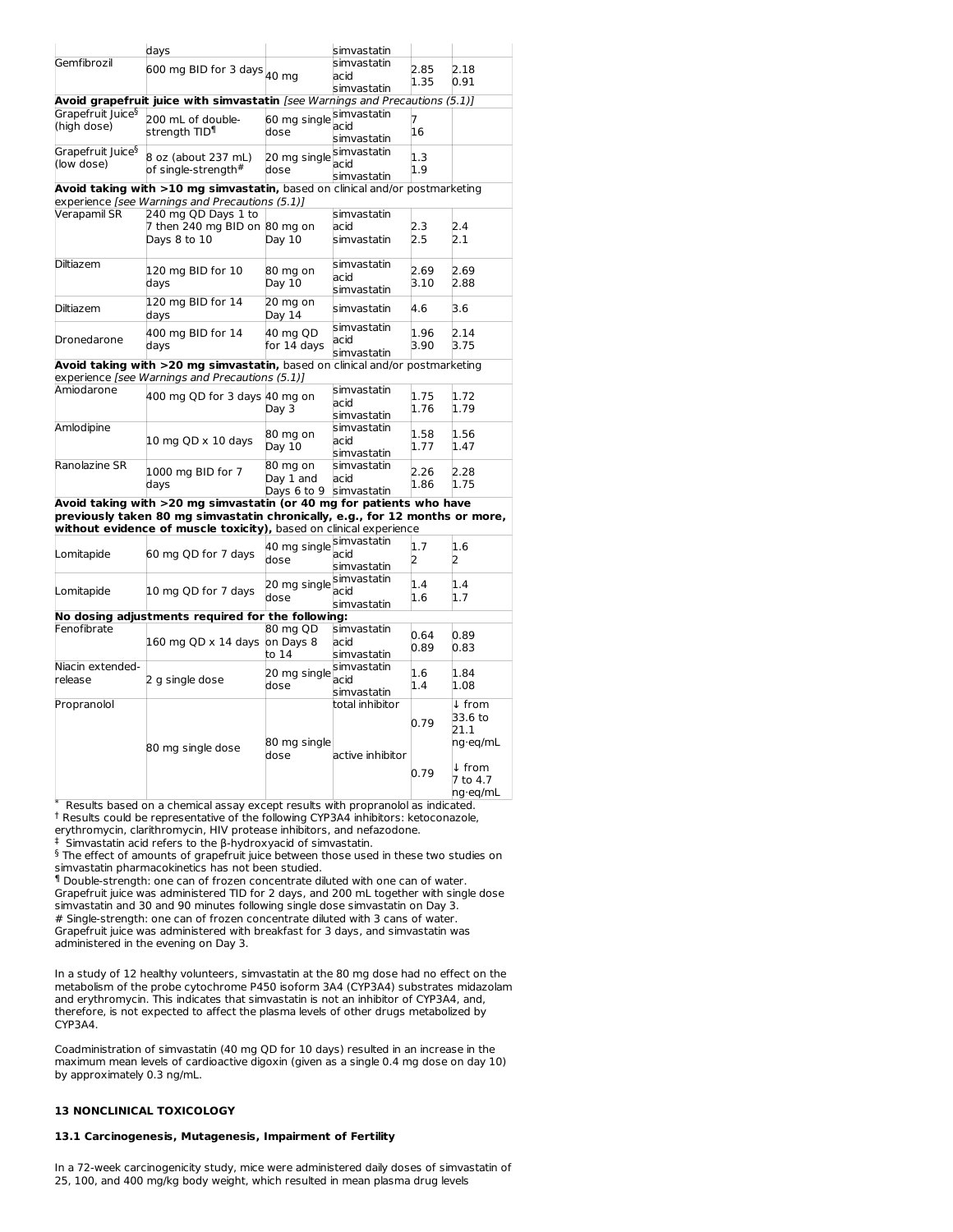| | days | | simvastatin | | |
|---|---|---|---|---|---|
| Gemfibrozil | 600 mg BID for 3 days | 40 mg | simvastatin acid<br>simvastatin | 2.85<br>1.35 | 2.18<br>0.91 |
| **Avoid grapefruit juice with simvastatin** *[see Warnings and Precautions (5.1)]* | | | | | |
| Grapefruit Juice[§] (high dose) | 200 mL of double-strength TID[¶] | 60 mg single dose | simvastatin acid<br>simvastatin | 7<br>16 | |
| Grapefruit Juice[§] (low dose) | 8 oz (about 237 mL) of single-strength[#] | 20 mg single dose | simvastatin acid<br>simvastatin | 1.3<br>1.9 | |
| **Avoid taking with >10 mg simvastatin,** based on clinical and/or postmarketing experience *[see Warnings and Precautions (5.1)]* | | | | | |
| Verapamil SR | 240 mg QD Days 1 to 7 then 240 mg BID on Days 8 to 10 | 80 mg on Day 10 | simvastatin acid<br>simvastatin | 2.3<br>2.5 | 2.4<br>2.1 |
| Diltiazem | 120 mg BID for 10 days | 80 mg on Day 10 | simvastatin acid<br>simvastatin | 2.69<br>3.10 | 2.69<br>2.88 |
| Diltiazem | 120 mg BID for 14 days | 20 mg on Day 14 | simvastatin | 4.6 | 3.6 |
| Dronedarone | 400 mg BID for 14 days | 40 mg QD for 14 days | simvastatin acid<br>simvastatin | 1.96<br>3.90 | 2.14<br>3.75 |
| **Avoid taking with >20 mg simvastatin,** based on clinical and/or postmarketing experience *[see Warnings and Precautions (5.1)]* | | | | | |
| Amiodarone | 400 mg QD for 3 days | 40 mg on Day 3 | simvastatin acid<br>simvastatin | 1.75<br>1.76 | 1.72<br>1.79 |
| Amlodipine | 10 mg QD x 10 days | 80 mg on Day 10 | simvastatin acid<br>simvastatin | 1.58<br>1.77 | 1.56<br>1.47 |
| Ranolazine SR | 1000 mg BID for 7 days | 80 mg on Day 1 and Days 6 to 9 | simvastatin acid<br>simvastatin | 2.26<br>1.86 | 2.28<br>1.75 |
| **Avoid taking with >20 mg simvastatin (or 40 mg for patients who have previously taken 80 mg simvastatin chronically, e.g., for 12 months or more, without evidence of muscle toxicity),** based on clinical experience | | | | | |
| Lomitapide | 60 mg QD for 7 days | 40 mg single dose | simvastatin acid<br>simvastatin | 1.7<br>2 | 1.6<br>2 |
| Lomitapide | 10 mg QD for 7 days | 20 mg single dose | simvastatin acid<br>simvastatin | 1.4<br>1.6 | 1.4<br>1.7 |
| **No dosing adjustments required for the following:** | | | | | |
| Fenofibrate | 160 mg QD x 14 days | 80 mg QD on Days 8 to 14 | simvastatin acid<br>simvastatin | 0.64<br>0.89 | 0.89<br>0.83 |
| Niacin extended-release | 2 g single dose | 20 mg single dose | simvastatin acid<br>simvastatin | 1.6<br>1.4 | 1.84<br>1.08 |
| Propranolol | 80 mg single dose | 80 mg single dose | total inhibitor<br>active inhibitor | 0.79<br>0.79 | ↓ from 33.6 to 21.1 ng·eq/mL<br>↓ from 7 to 4.7 ng·eq/mL |

\* Results based on a chemical assay except results with propranolol as indicated.

† Results could be representative of the following CYP3A4 inhibitors: ketoconazole, erythromycin, clarithromycin, HIV protease inhibitors, and nefazodone.

‡ Simvastatin acid refers to the β-hydroxyacid of simvastatin.

§ The effect of amounts of grapefruit juice between those used in these two studies on simvastatin pharmacokinetics has not been studied.

¶ Double-strength: one can of frozen concentrate diluted with one can of water. Grapefruit juice was administered TID for 2 days, and 200 mL together with single dose simvastatin and 30 and 90 minutes following single dose simvastatin on Day 3.

# Single-strength: one can of frozen concentrate diluted with 3 cans of water. Grapefruit juice was administered with breakfast for 3 days, and simvastatin was administered in the evening on Day 3.

In a study of 12 healthy volunteers, simvastatin at the 80 mg dose had no effect on the metabolism of the probe cytochrome P450 isoform 3A4 (CYP3A4) substrates midazolam and erythromycin. This indicates that simvastatin is not an inhibitor of CYP3A4, and, therefore, is not expected to affect the plasma levels of other drugs metabolized by CYP3A4.

Coadministration of simvastatin (40 mg QD for 10 days) resulted in an increase in the maximum mean levels of cardioactive digoxin (given as a single 0.4 mg dose on day 10) by approximately 0.3 ng/mL.

## 13 NONCLINICAL TOXICOLOGY

### 13.1 Carcinogenesis, Mutagenesis, Impairment of Fertility

In a 72-week carcinogenicity study, mice were administered daily doses of simvastatin of 25, 100, and 400 mg/kg body weight, which resulted in mean plasma drug levels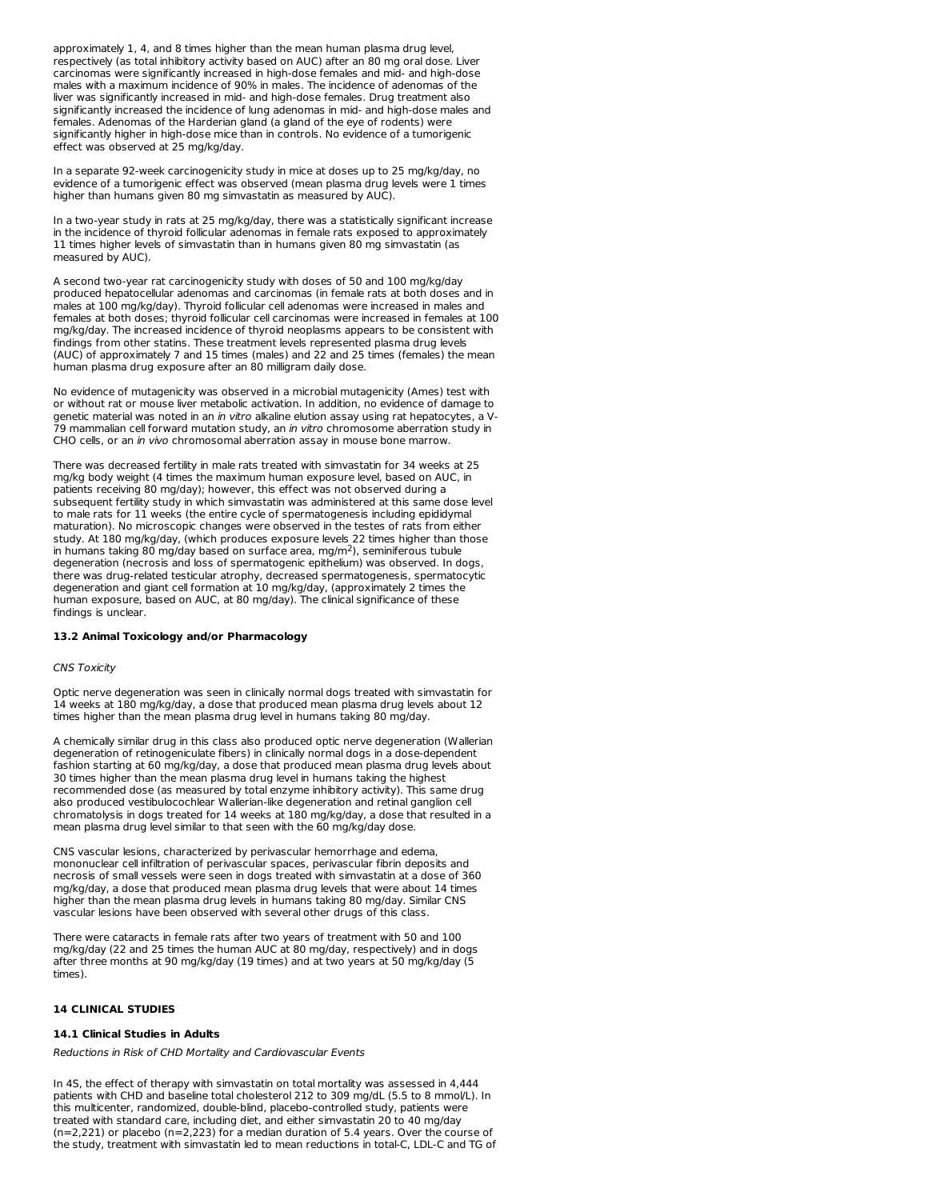approximately 1, 4, and 8 times higher than the mean human plasma drug level, respectively (as total inhibitory activity based on AUC) after an 80 mg oral dose. Liver carcinomas were significantly increased in high-dose females and mid- and high-dose males with a maximum incidence of 90% in males. The incidence of adenomas of the liver was significantly increased in mid- and high-dose females. Drug treatment also significantly increased the incidence of lung adenomas in mid- and high-dose males and females. Adenomas of the Harderian gland (a gland of the eye of rodents) were significantly higher in high-dose mice than in controls. No evidence of a tumorigenic effect was observed at 25 mg/kg/day.

In a separate 92-week carcinogenicity study in mice at doses up to 25 mg/kg/day, no evidence of a tumorigenic effect was observed (mean plasma drug levels were 1 times higher than humans given 80 mg simvastatin as measured by AUC).

In a two-year study in rats at 25 mg/kg/day, there was a statistically significant increase in the incidence of thyroid follicular adenomas in female rats exposed to approximately 11 times higher levels of simvastatin than in humans given 80 mg simvastatin (as measured by AUC).

A second two-year rat carcinogenicity study with doses of 50 and 100 mg/kg/day produced hepatocellular adenomas and carcinomas (in female rats at both doses and in males at 100 mg/kg/day). Thyroid follicular cell adenomas were increased in males and females at both doses; thyroid follicular cell carcinomas were increased in females at 100 mg/kg/day. The increased incidence of thyroid neoplasms appears to be consistent with findings from other statins. These treatment levels represented plasma drug levels (AUC) of approximately 7 and 15 times (males) and 22 and 25 times (females) the mean human plasma drug exposure after an 80 milligram daily dose.

No evidence of mutagenicity was observed in a microbial mutagenicity (Ames) test with or without rat or mouse liver metabolic activation. In addition, no evidence of damage to genetic material was noted in an *in vitro* alkaline elution assay using rat hepatocytes, a V-79 mammalian cell forward mutation study, an *in vitro* chromosome aberration study in CHO cells, or an *in vivo* chromosomal aberration assay in mouse bone marrow.

There was decreased fertility in male rats treated with simvastatin for 34 weeks at 25 mg/kg body weight (4 times the maximum human exposure level, based on AUC, in patients receiving 80 mg/day); however, this effect was not observed during a subsequent fertility study in which simvastatin was administered at this same dose level to male rats for 11 weeks (the entire cycle of spermatogenesis including epididymal maturation). No microscopic changes were observed in the testes of rats from either study. At 180 mg/kg/day, (which produces exposure levels 22 times higher than those in humans taking 80 mg/day based on surface area, mg/m$^2$), seminiferous tubule degeneration (necrosis and loss of spermatogenic epithelium) was observed. In dogs, there was drug-related testicular atrophy, decreased spermatogenesis, spermatocytic degeneration and giant cell formation at 10 mg/kg/day, (approximately 2 times the human exposure, based on AUC, at 80 mg/day). The clinical significance of these findings is unclear.

### 13.2 Animal Toxicology and/or Pharmacology

*CNS Toxicity*

Optic nerve degeneration was seen in clinically normal dogs treated with simvastatin for 14 weeks at 180 mg/kg/day, a dose that produced mean plasma drug levels about 12 times higher than the mean plasma drug level in humans taking 80 mg/day.

A chemically similar drug in this class also produced optic nerve degeneration (Wallerian degeneration of retinogeniculate fibers) in clinically normal dogs in a dose-dependent fashion starting at 60 mg/kg/day, a dose that produced mean plasma drug levels about 30 times higher than the mean plasma drug level in humans taking the highest recommended dose (as measured by total enzyme inhibitory activity). This same drug also produced vestibulocochlear Wallerian-like degeneration and retinal ganglion cell chromatolysis in dogs treated for 14 weeks at 180 mg/kg/day, a dose that resulted in a mean plasma drug level similar to that seen with the 60 mg/kg/day dose.

CNS vascular lesions, characterized by perivascular hemorrhage and edema, mononuclear cell infiltration of perivascular spaces, perivascular fibrin deposits and necrosis of small vessels were seen in dogs treated with simvastatin at a dose of 360 mg/kg/day, a dose that produced mean plasma drug levels that were about 14 times higher than the mean plasma drug levels in humans taking 80 mg/day. Similar CNS vascular lesions have been observed with several other drugs of this class.

There were cataracts in female rats after two years of treatment with 50 and 100 mg/kg/day (22 and 25 times the human AUC at 80 mg/day, respectively) and in dogs after three months at 90 mg/kg/day (19 times) and at two years at 50 mg/kg/day (5 times).

## 14 CLINICAL STUDIES

### 14.1 Clinical Studies in Adults

*Reductions in Risk of CHD Mortality and Cardiovascular Events*

In 4S, the effect of therapy with simvastatin on total mortality was assessed in 4,444 patients with CHD and baseline total cholesterol 212 to 309 mg/dL (5.5 to 8 mmol/L). In this multicenter, randomized, double-blind, placebo-controlled study, patients were treated with standard care, including diet, and either simvastatin 20 to 40 mg/day (n=2,221) or placebo (n=2,223) for a median duration of 5.4 years. Over the course of the study, treatment with simvastatin led to mean reductions in total-C, LDL-C and TG of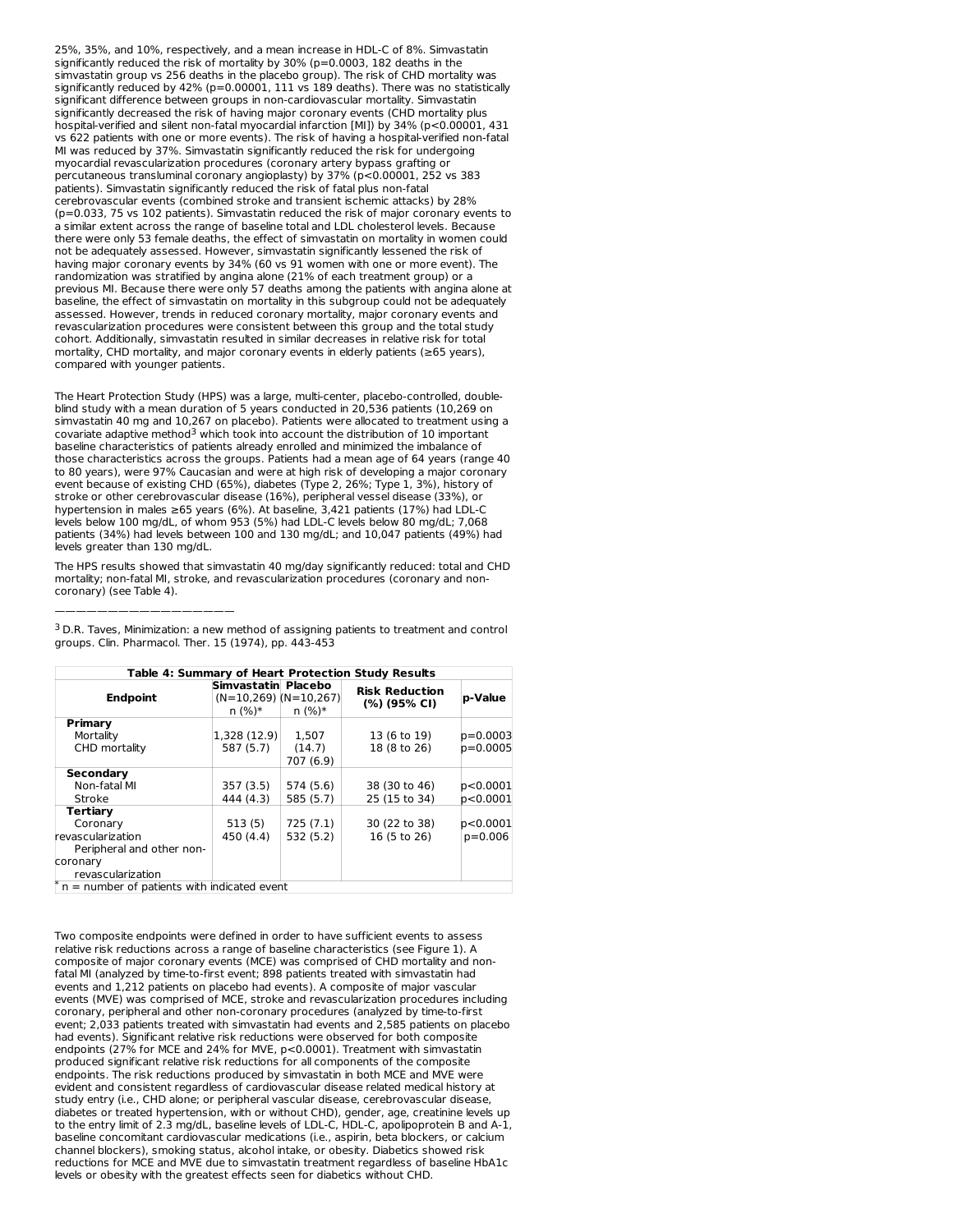25%, 35%, and 10%, respectively, and a mean increase in HDL-C of 8%. Simvastatin significantly reduced the risk of mortality by 30% (p=0.0003, 182 deaths in the simvastatin group vs 256 deaths in the placebo group). The risk of CHD mortality was significantly reduced by 42% (p=0.00001, 111 vs 189 deaths). There was no statistically significant difference between groups in non-cardiovascular mortality. Simvastatin significantly decreased the risk of having major coronary events (CHD mortality plus hospital-verified and silent non-fatal myocardial infarction [MI]) by 34% (p<0.00001, 431 vs 622 patients with one or more events). The risk of having a hospital-verified non-fatal MI was reduced by 37%. Simvastatin significantly reduced the risk for undergoing myocardial revascularization procedures (coronary artery bypass grafting or percutaneous transluminal coronary angioplasty) by 37% (p<0.00001, 252 vs 383 patients). Simvastatin significantly reduced the risk of fatal plus non-fatal cerebrovascular events (combined stroke and transient ischemic attacks) by 28% (p=0.033, 75 vs 102 patients). Simvastatin reduced the risk of major coronary events to a similar extent across the range of baseline total and LDL cholesterol levels. Because there were only 53 female deaths, the effect of simvastatin on mortality in women could not be adequately assessed. However, simvastatin significantly lessened the risk of having major coronary events by 34% (60 vs 91 women with one or more event). The randomization was stratified by angina alone (21% of each treatment group) or a previous MI. Because there were only 57 deaths among the patients with angina alone at baseline, the effect of simvastatin on mortality in this subgroup could not be adequately assessed. However, trends in reduced coronary mortality, major coronary events and revascularization procedures were consistent between this group and the total study cohort. Additionally, simvastatin resulted in similar decreases in relative risk for total mortality, CHD mortality, and major coronary events in elderly patients (≥65 years), compared with younger patients.

The Heart Protection Study (HPS) was a large, multi-center, placebo-controlled, double-blind study with a mean duration of 5 years conducted in 20,536 patients (10,269 on simvastatin 40 mg and 10,267 on placebo). Patients were allocated to treatment using a covariate adaptive method[3] which took into account the distribution of 10 important baseline characteristics of patients already enrolled and minimized the imbalance of those characteristics across the groups. Patients had a mean age of 64 years (range 40 to 80 years), were 97% Caucasian and were at high risk of developing a major coronary event because of existing CHD (65%), diabetes (Type 2, 26%; Type 1, 3%), history of stroke or other cerebrovascular disease (16%), peripheral vessel disease (33%), or hypertension in males ≥65 years (6%). At baseline, 3,421 patients (17%) had LDL-C levels below 100 mg/dL, of whom 953 (5%) had LDL-C levels below 80 mg/dL; 7,068 patients (34%) had levels between 100 and 130 mg/dL; and 10,047 patients (49%) had levels greater than 130 mg/dL.

The HPS results showed that simvastatin 40 mg/day significantly reduced: total and CHD mortality; non-fatal MI, stroke, and revascularization procedures (coronary and non-coronary) (see Table 4).

[3] D.R. Taves, Minimization: a new method of assigning patients to treatment and control groups. Clin. Pharmacol. Ther. 15 (1974), pp. 443-453

**Table 4: Summary of Heart Protection Study Results**

| Endpoint | Simvastatin (N=10,269) n (%)* | Placebo (N=10,267) n (%)* | Risk Reduction (%) (95% CI) | p-Value |
|---|---|---|---|---|
| **Primary** | | | | |
| Mortality | 1,328 (12.9) | 1,507 (14.7) | 13 (6 to 19) | p=0.0003 |
| CHD mortality | 587 (5.7) | 707 (6.9) | 18 (8 to 26) | p=0.0005 |
| **Secondary** | | | | |
| Non-fatal MI | 357 (3.5) | 574 (5.6) | 38 (30 to 46) | p<0.0001 |
| Stroke | 444 (4.3) | 585 (5.7) | 25 (15 to 34) | p<0.0001 |
| **Tertiary** | | | | |
| Coronary revascularization | 513 (5) | 725 (7.1) | 30 (22 to 38) | p<0.0001 |
| Peripheral and other non-coronary revascularization | 450 (4.4) | 532 (5.2) | 16 (5 to 26) | p=0.006 |

\* n = number of patients with indicated event

Two composite endpoints were defined in order to have sufficient events to assess relative risk reductions across a range of baseline characteristics (see Figure 1). A composite of major coronary events (MCE) was comprised of CHD mortality and non-fatal MI (analyzed by time-to-first event; 898 patients treated with simvastatin had events and 1,212 patients on placebo had events). A composite of major vascular events (MVE) was comprised of MCE, stroke and revascularization procedures including coronary, peripheral and other non-coronary procedures (analyzed by time-to-first event; 2,033 patients treated with simvastatin had events and 2,585 patients on placebo had events). Significant relative risk reductions were observed for both composite endpoints (27% for MCE and 24% for MVE, p<0.0001). Treatment with simvastatin produced significant relative risk reductions for all components of the composite endpoints. The risk reductions produced by simvastatin in both MCE and MVE were evident and consistent regardless of cardiovascular disease related medical history at study entry (i.e., CHD alone; or peripheral vascular disease, cerebrovascular disease, diabetes or treated hypertension, with or without CHD), gender, age, creatinine levels up to the entry limit of 2.3 mg/dL, baseline levels of LDL-C, HDL-C, apolipoprotein B and A-1, baseline concomitant cardiovascular medications (i.e., aspirin, beta blockers, or calcium channel blockers), smoking status, alcohol intake, or obesity. Diabetics showed risk reductions for MCE and MVE due to simvastatin treatment regardless of baseline HbA1c levels or obesity with the greatest effects seen for diabetics without CHD.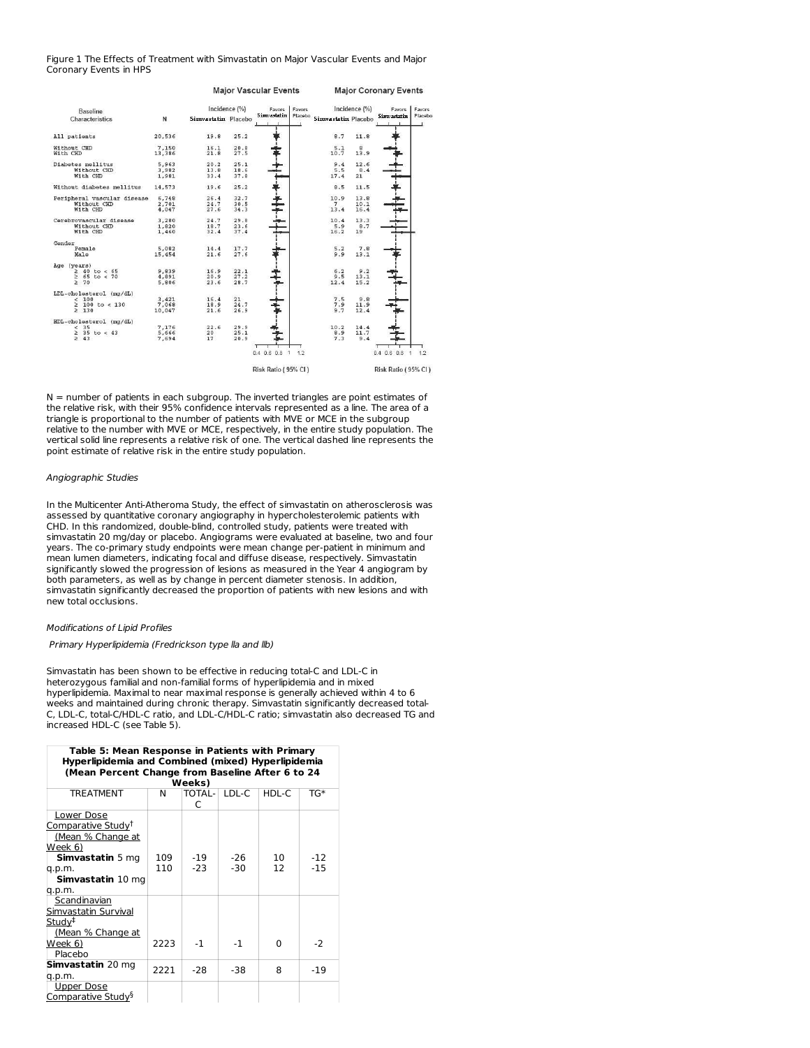Figure 1 The Effects of Treatment with Simvastatin on Major Vascular Events and Major Coronary Events in HPS

| Baseline Characteristics | N | Major Vascular Events: Incidence (%) Simvastatin | Major Vascular Events: Incidence (%) Placebo | Major Coronary Events: Incidence (%) Simvastatin | Major Coronary Events: Incidence (%) Placebo |
|---|---|---|---|---|---|
| All patients | 20,536 | 19.8 | 25.2 | 8.7 | 11.8 |
| Without CHD | 7,150 | 16.1 | 20.8 | 5.1 | 8 |
| With CHD | 13,386 | 21.8 | 27.5 | 10.7 | 13.9 |
| Diabetes mellitus | 5,963 | 20.2 | 25.1 | 9.4 | 12.6 |
| Without CHD | 3,982 | 13.8 | 18.6 | 5.5 | 8.4 |
| With CHD | 1,981 | 33.4 | 37.8 | 17.4 | 21 |
| Without diabetes mellitus | 14,573 | 19.6 | 25.2 | 8.5 | 11.5 |
| Peripheral vascular disease | 6,748 | 26.4 | 32.7 | 10.9 | 13.8 |
| Without CHD | 2,701 | 24.7 | 30.5 | 7 | 10.1 |
| With CHD | 4,047 | 27.6 | 34.3 | 13.4 | 16.4 |
| Cerebrovascular disease | 3,280 | 24.7 | 29.8 | 10.4 | 13.3 |
| Without CHD | 1,820 | 18.7 | 23.6 | 5.9 | 8.7 |
| With CHD | 1,460 | 32.4 | 37.4 | 16.2 | 19 |
| Gender | | | | | |
| Female | 5,082 | 14.4 | 17.7 | 5.2 | 7.8 |
| Male | 15,454 | 21.6 | 27.6 | 9.9 | 13.1 |
| Age (years) | | | | | |
| ≥ 40 to < 65 | 9,839 | 16.9 | 22.1 | 6.2 | 9.2 |
| ≥ 65 to < 70 | 4,891 | 20.9 | 27.2 | 9.5 | 13.1 |
| ≥ 70 | 5,806 | 23.6 | 28.7 | 12.4 | 15.2 |
| LDL-cholesterol (mg/dL) | | | | | |
| < 100 | 3,421 | 16.4 | 21 | 7.5 | 9.8 |
| ≥ 100 to < 130 | 7,068 | 18.9 | 24.7 | 7.9 | 11.9 |
| ≥ 130 | 10,047 | 21.6 | 26.9 | 9.7 | 12.4 |
| HDL-cholesterol (mg/dL) | | | | | |
| < 35 | 7,176 | 22.6 | 29.9 | 10.2 | 14.4 |
| ≥ 35 to < 43 | 5,666 | 20 | 25.1 | 8.9 | 11.7 |
| ≥ 43 | 7,694 | 17 | 20.9 | 7.3 | 9.4 |

Favors Simvastatin | Favors Placebo

Risk Ratio (95% CI)

N = number of patients in each subgroup. The inverted triangles are point estimates of the relative risk, with their 95% confidence intervals represented as a line. The area of a triangle is proportional to the number of patients with MVE or MCE in the subgroup relative to the number with MVE or MCE, respectively, in the entire study population. The vertical solid line represents a relative risk of one. The vertical dashed line represents the point estimate of relative risk in the entire study population.

*Angiographic Studies*

In the Multicenter Anti-Atheroma Study, the effect of simvastatin on atherosclerosis was assessed by quantitative coronary angiography in hypercholesterolemic patients with CHD. In this randomized, double-blind, controlled study, patients were treated with simvastatin 20 mg/day or placebo. Angiograms were evaluated at baseline, two and four years. The co-primary study endpoints were mean change per-patient in minimum and mean lumen diameters, indicating focal and diffuse disease, respectively. Simvastatin significantly slowed the progression of lesions as measured in the Year 4 angiogram by both parameters, as well as by change in percent diameter stenosis. In addition, simvastatin significantly decreased the proportion of patients with new lesions and with new total occlusions.

*Modifications of Lipid Profiles*

*Primary Hyperlipidemia (Fredrickson type lla and llb)*

Simvastatin has been shown to be effective in reducing total-C and LDL-C in heterozygous familial and non-familial forms of hyperlipidemia and in mixed hyperlipidemia. Maximal to near maximal response is generally achieved within 4 to 6 weeks and maintained during chronic therapy. Simvastatin significantly decreased total-C, LDL-C, total-C/HDL-C ratio, and LDL-C/HDL-C ratio; simvastatin also decreased TG and increased HDL-C (see Table 5).

**Table 5: Mean Response in Patients with Primary Hyperlipidemia and Combined (mixed) Hyperlipidemia (Mean Percent Change from Baseline After 6 to 24 Weeks)**

| TREATMENT | N | TOTAL-C | LDL-C | HDL-C | TG* |
|---|---|---|---|---|---|
| Lower Dose Comparative Study[†] (Mean % Change at Week 6) | | | | | |
| **Simvastatin** 5 mg q.p.m. | 109 | -19 | -26 | 10 | -12 |
| **Simvastatin** 10 mg q.p.m. | 110 | -23 | -30 | 12 | -15 |
| Scandinavian Simvastatin Survival Study[‡] (Mean % Change at Week 6) | | | | | |
| Placebo | 2223 | -1 | -1 | 0 | -2 |
| **Simvastatin** 20 mg q.p.m. | 2221 | -28 | -38 | 8 | -19 |
| Upper Dose Comparative Study[§] | | | | | |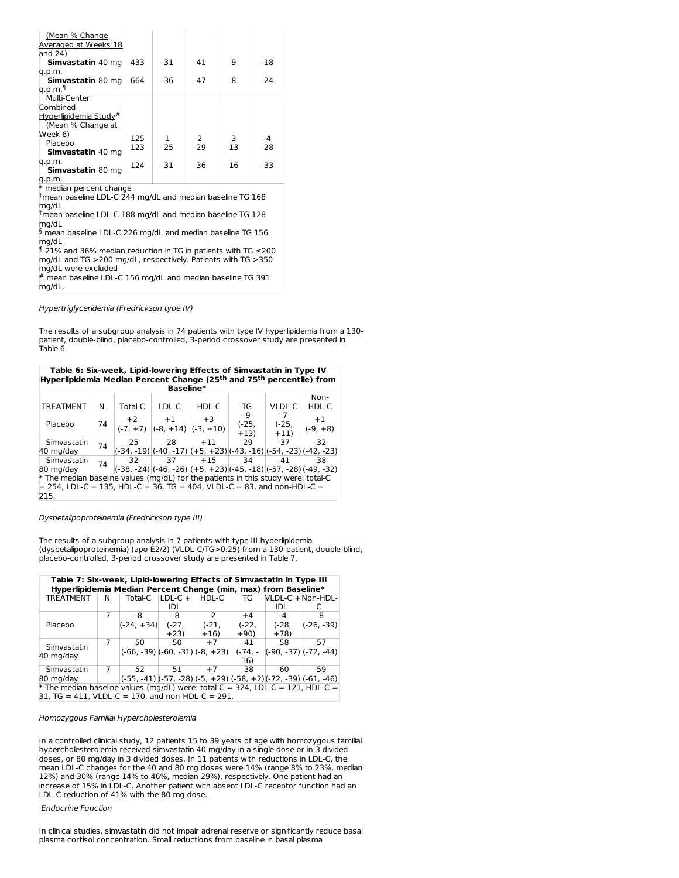| | N | | | | |
|---|---|---|---|---|---|
| (Mean % Change Averaged at Weeks 18 and 24) | | | | | |
| **Simvastatin** 40 mg q.p.m. | 433 | -31 | -41 | 9 | -18 |
| **Simvastatin** 80 mg q.p.m.¶ | 664 | -36 | -47 | 8 | -24 |
| Multi-Center Combined Hyperlipidemia Study# (Mean % Change at Week 6) | | | | | |
| Placebo | 125 | 1 | 2 | 3 | -4 |
| **Simvastatin** 40 mg q.p.m. | 123 | -25 | -29 | 13 | -28 |
| **Simvastatin** 80 mg q.p.m. | 124 | -31 | -36 | 16 | -33 |

\* median percent change

† mean baseline LDL-C 244 mg/dL and median baseline TG 168 mg/dL

‡ mean baseline LDL-C 188 mg/dL and median baseline TG 128 mg/dL

§ mean baseline LDL-C 226 mg/dL and median baseline TG 156 mg/dL

¶ 21% and 36% median reduction in TG in patients with TG ≤200 mg/dL and TG >200 mg/dL, respectively. Patients with TG >350 mg/dL were excluded

# mean baseline LDL-C 156 mg/dL and median baseline TG 391 mg/dL.

*Hypertriglyceridemia (Fredrickson type IV)*

The results of a subgroup analysis in 74 patients with type IV hyperlipidemia from a 130-patient, double-blind, placebo-controlled, 3-period crossover study are presented in Table 6.

**Table 6: Six-week, Lipid-lowering Effects of Simvastatin in Type IV Hyperlipidemia Median Percent Change (25th and 75th percentile) from Baseline\***

| TREATMENT | N | Total-C | LDL-C | HDL-C | TG | VLDL-C | Non-HDL-C |
|---|---|---|---|---|---|---|---|
| Placebo | 74 | +2 (-7, +7) | +1 (-8, +14) | +3 (-3, +10) | -9 (-25, +13) | -7 (-25, +11) | +1 (-9, +8) |
| Simvastatin 40 mg/day | 74 | -25 (-34, -19) | -28 (-40, -17) | +11 (+5, +23) | -29 (-43, -16) | -37 (-54, -23) | -32 (-42, -23) |
| Simvastatin 80 mg/day | 74 | -32 (-38, -24) | -37 (-46, -26) | +15 (+5, +23) | -34 (-45, -18) | -41 (-57, -28) | -38 (-49, -32) |

\* The median baseline values (mg/dL) for the patients in this study were: total-C = 254, LDL-C = 135, HDL-C = 36, TG = 404, VLDL-C = 83, and non-HDL-C = 215.

*Dysbetalipoproteinemia (Fredrickson type III)*

The results of a subgroup analysis in 7 patients with type III hyperlipidemia (dysbetalipoproteinemia) (apo E2/2) (VLDL-C/TG>0.25) from a 130-patient, double-blind, placebo-controlled, 3-period crossover study are presented in Table 7.

**Table 7: Six-week, Lipid-lowering Effects of Simvastatin in Type III Hyperlipidemia Median Percent Change (min, max) from Baseline\***

| TREATMENT | N | Total-C | LDL-C + IDL | HDL-C | TG | VLDL-C + IDL | Non-HDL-C |
|---|---|---|---|---|---|---|---|
| Placebo | 7 | -8 (-24, +34) | -8 (-27, +23) | -2 (-21, +16) | +4 (-22, +90) | -4 (-28, +78) | -8 (-26, -39) |
| Simvastatin 40 mg/day | 7 | -50 (-66, -39) | -50 (-60, -31) | +7 (-8, +23) | -41 (-74, -16) | -58 (-90, -37) | -57 (-72, -44) |
| Simvastatin 80 mg/day | 7 | -52 (-55, -41) | -51 (-57, -28) | +7 (-5, +29) | -38 (-58, +2) | -60 (-72, -39) | -59 (-61, -46) |

\* The median baseline values (mg/dL) were: total-C = 324, LDL-C = 121, HDL-C = 31, TG = 411, VLDL-C = 170, and non-HDL-C = 291.

*Homozygous Familial Hypercholesterolemia*

In a controlled clinical study, 12 patients 15 to 39 years of age with homozygous familial hypercholesterolemia received simvastatin 40 mg/day in a single dose or in 3 divided doses, or 80 mg/day in 3 divided doses. In 11 patients with reductions in LDL-C, the mean LDL-C changes for the 40 and 80 mg doses were 14% (range 8% to 23%, median 12%) and 30% (range 14% to 46%, median 29%), respectively. One patient had an increase of 15% in LDL-C. Another patient with absent LDL-C receptor function had an LDL-C reduction of 41% with the 80 mg dose.

*Endocrine Function*

In clinical studies, simvastatin did not impair adrenal reserve or significantly reduce basal plasma cortisol concentration. Small reductions from baseline in basal plasma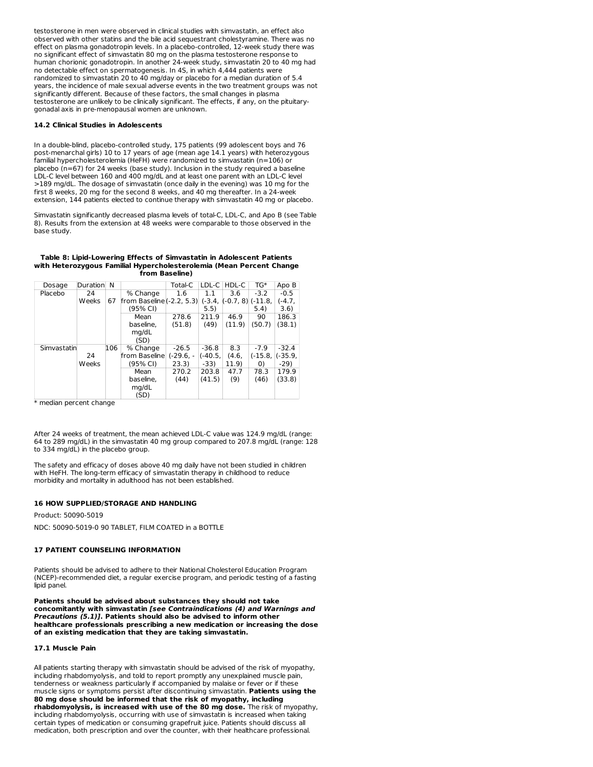testosterone in men were observed in clinical studies with simvastatin, an effect also observed with other statins and the bile acid sequestrant cholestyramine. There was no effect on plasma gonadotropin levels. In a placebo-controlled, 12-week study there was no significant effect of simvastatin 80 mg on the plasma testosterone response to human chorionic gonadotropin. In another 24-week study, simvastatin 20 to 40 mg had no detectable effect on spermatogenesis. In 4S, in which 4,444 patients were randomized to simvastatin 20 to 40 mg/day or placebo for a median duration of 5.4 years, the incidence of male sexual adverse events in the two treatment groups was not significantly different. Because of these factors, the small changes in plasma testosterone are unlikely to be clinically significant. The effects, if any, on the pituitary-gonadal axis in pre-menopausal women are unknown.

### 14.2 Clinical Studies in Adolescents

In a double-blind, placebo-controlled study, 175 patients (99 adolescent boys and 76 post-menarchal girls) 10 to 17 years of age (mean age 14.1 years) with heterozygous familial hypercholesterolemia (HeFH) were randomized to simvastatin (n=106) or placebo (n=67) for 24 weeks (base study). Inclusion in the study required a baseline LDL-C level between 160 and 400 mg/dL and at least one parent with an LDL-C level >189 mg/dL. The dosage of simvastatin (once daily in the evening) was 10 mg for the first 8 weeks, 20 mg for the second 8 weeks, and 40 mg thereafter. In a 24-week extension, 144 patients elected to continue therapy with simvastatin 40 mg or placebo.

Simvastatin significantly decreased plasma levels of total-C, LDL-C, and Apo B (see Table 8). Results from the extension at 48 weeks were comparable to those observed in the base study.

**Table 8: Lipid-Lowering Effects of Simvastatin in Adolescent Patients with Heterozygous Familial Hypercholesterolemia (Mean Percent Change from Baseline)**

| Dosage | Duration | N | | Total-C | LDL-C | HDL-C | TG* | Apo B |
|---|---|---|---|---|---|---|---|---|
| Placebo | 24 Weeks | 67 | % Change from Baseline (95% CI) | 1.6 (-2.2, 5.3) | 1.1 (-3.4, 5.5) | 3.6 (-0.7, 8) | -3.2 (-11.8, 5.4) | -0.5 (-4.7, 3.6) |
| | | | Mean baseline, mg/dL (SD) | 278.6 (51.8) | 211.9 (49) | 46.9 (11.9) | 90 (50.7) | 186.3 (38.1) |
| Simvastatin | 24 Weeks | 106 | % Change from Baseline (95% CI) | -26.5 (-29.6, -23.3) | -36.8 (-40.5, -33) | 8.3 (4.6, 11.9) | -7.9 (-15.8, 0) | -32.4 (-35.9, -29) |
| | | | Mean baseline, mg/dL (SD) | 270.2 (44) | 203.8 (41.5) | 47.7 (9) | 78.3 (46) | 179.9 (33.8) |

* median percent change

After 24 weeks of treatment, the mean achieved LDL-C value was 124.9 mg/dL (range: 64 to 289 mg/dL) in the simvastatin 40 mg group compared to 207.8 mg/dL (range: 128 to 334 mg/dL) in the placebo group.

The safety and efficacy of doses above 40 mg daily have not been studied in children with HeFH. The long-term efficacy of simvastatin therapy in childhood to reduce morbidity and mortality in adulthood has not been established.

## 16 HOW SUPPLIED/STORAGE AND HANDLING

Product: 50090-5019

NDC: 50090-5019-0 90 TABLET, FILM COATED in a BOTTLE

## 17 PATIENT COUNSELING INFORMATION

Patients should be advised to adhere to their National Cholesterol Education Program (NCEP)-recommended diet, a regular exercise program, and periodic testing of a fasting lipid panel.

**Patients should be advised about substances they should not take concomitantly with simvastatin *[see Contraindications (4) and Warnings and Precautions (5.1)]*. Patients should also be advised to inform other healthcare professionals prescribing a new medication or increasing the dose of an existing medication that they are taking simvastatin.**

### 17.1 Muscle Pain

All patients starting therapy with simvastatin should be advised of the risk of myopathy, including rhabdomyolysis, and told to report promptly any unexplained muscle pain, tenderness or weakness particularly if accompanied by malaise or fever or if these muscle signs or symptoms persist after discontinuing simvastatin. **Patients using the 80 mg dose should be informed that the risk of myopathy, including rhabdomyolysis, is increased with use of the 80 mg dose.** The risk of myopathy, including rhabdomyolysis, occurring with use of simvastatin is increased when taking certain types of medication or consuming grapefruit juice. Patients should discuss all medication, both prescription and over the counter, with their healthcare professional.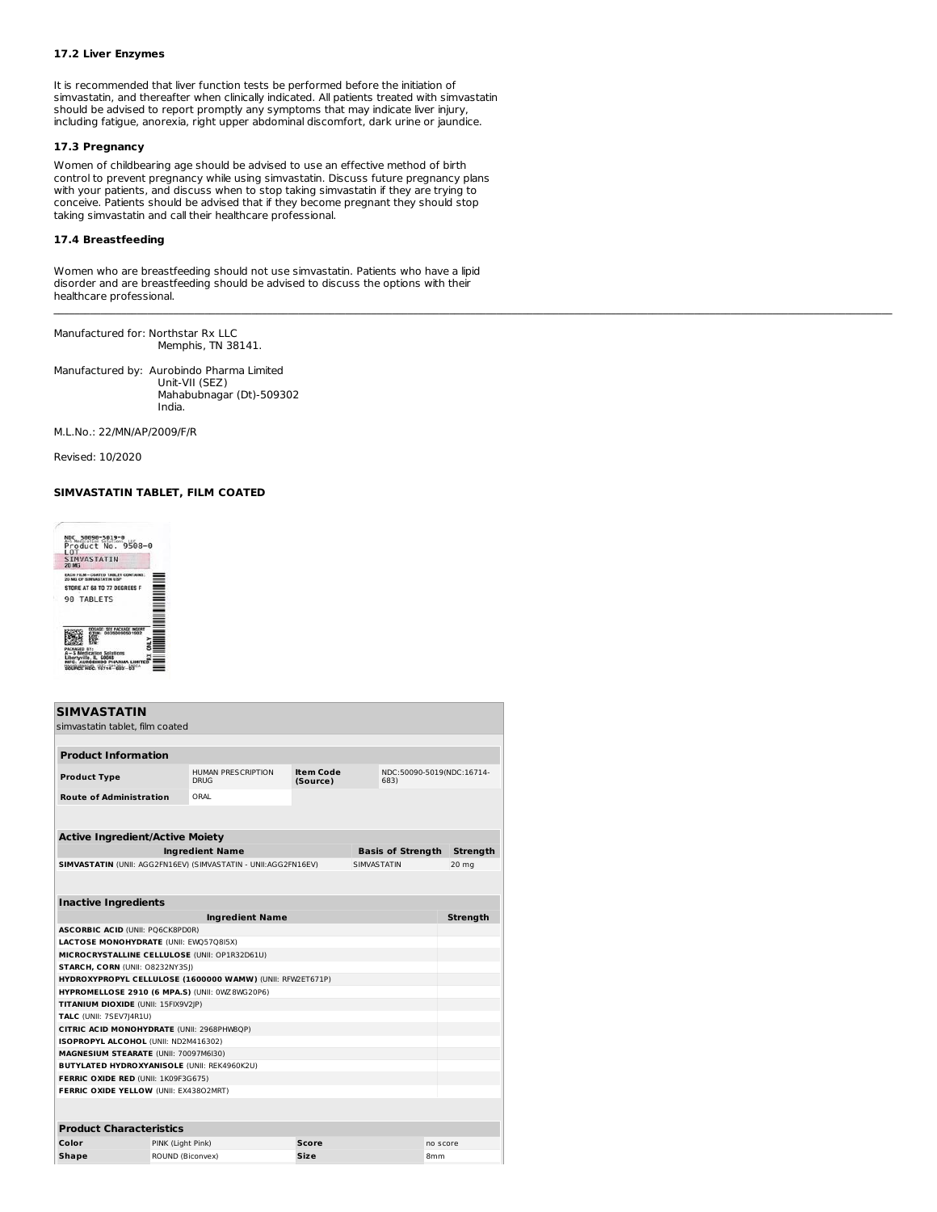#### 17.2 Liver Enzymes

It is recommended that liver function tests be performed before the initiation of simvastatin, and thereafter when clinically indicated. All patients treated with simvastatin should be advised to report promptly any symptoms that may indicate liver injury, including fatigue, anorexia, right upper abdominal discomfort, dark urine or jaundice.

#### 17.3 Pregnancy

Women of childbearing age should be advised to use an effective method of birth control to prevent pregnancy while using simvastatin. Discuss future pregnancy plans with your patients, and discuss when to stop taking simvastatin if they are trying to conceive. Patients should be advised that if they become pregnant they should stop taking simvastatin and call their healthcare professional.

#### 17.4 Breastfeeding

Women who are breastfeeding should not use simvastatin. Patients who have a lipid disorder and are breastfeeding should be advised to discuss the options with their healthcare professional.

---

Manufactured for: Northstar Rx LLC
Memphis, TN 38141.

Manufactured by: Aurobindo Pharma Limited
Unit-VII (SEZ)
Mahabubnagar (Dt)-509302
India.

M.L.No.: 22/MN/AP/2009/F/R

Revised: 10/2020

#### SIMVASTATIN TABLET, FILM COATED

NDC 50090-5019-0
Product No. 9508-0
LOT
SIMVASTATIN
20 MG
EACH FILM-COATED TABLET CONTAINS: 20 MG OF SIMVASTATIN USP
STORE AT 68 TO 77 DEGREES F
90 TABLETS
DOSAGE: SEE PACKAGE INSERT
RX ONLY
PACKAGED BY: A-S Medication Solutions Libertyville, IL 60048
MFG: AUROBINDO PHARMA LIMITED
SOURCE NDC: 16714-683-03

**SIMVASTATIN**
simvastatin tablet, film coated

| Product Information | | | |
|---|---|---|---|
| **Product Type** | HUMAN PRESCRIPTION DRUG | **Item Code (Source)** | NDC:50090-5019(NDC:16714-683) |
| **Route of Administration** | ORAL | | |

| Active Ingredient/Active Moiety | | |
|---|---|---|
| **Ingredient Name** | **Basis of Strength** | **Strength** |
| **SIMVASTATIN** (UNII: AGG2FN16EV) (SIMVASTATIN - UNII:AGG2FN16EV) | SIMVASTATIN | 20 mg |

| Inactive Ingredients | |
|---|---|
| **Ingredient Name** | **Strength** |
| **ASCORBIC ACID** (UNII: PQ6CK8PD0R) | |
| **LACTOSE MONOHYDRATE** (UNII: EWQ57Q8I5X) | |
| **MICROCRYSTALLINE CELLULOSE** (UNII: OP1R32D61U) | |
| **STARCH, CORN** (UNII: O8232NY3SJ) | |
| **HYDROXYPROPYL CELLULOSE (1600000 WAMW)** (UNII: RFW2ET671P) | |
| **HYPROMELLOSE 2910 (6 MPA.S)** (UNII: 0WZ8WG20P6) | |
| **TITANIUM DIOXIDE** (UNII: 15FIX9V2JP) | |
| **TALC** (UNII: 7SEV7J4R1U) | |
| **CITRIC ACID MONOHYDRATE** (UNII: 2968PHW8QP) | |
| **ISOPROPYL ALCOHOL** (UNII: ND2M416302) | |
| **MAGNESIUM STEARATE** (UNII: 70097M6I30) | |
| **BUTYLATED HYDROXYANISOLE** (UNII: REK4960K2U) | |
| **FERRIC OXIDE RED** (UNII: 1K09F3G675) | |
| **FERRIC OXIDE YELLOW** (UNII: EX438O2MRT) | |

| Product Characteristics | | | |
|---|---|---|---|
| **Color** | PINK (Light Pink) | **Score** | no score |
| **Shape** | ROUND (Biconvex) | **Size** | 8mm |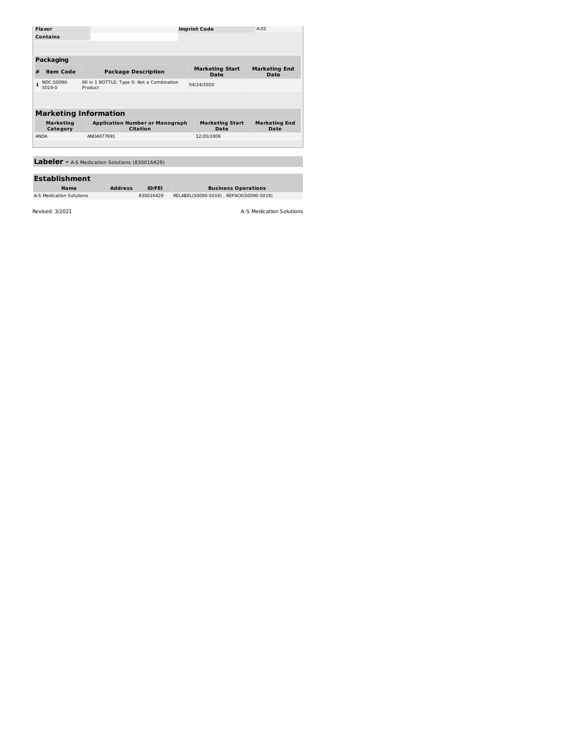| | | | |
|---|---|---|---|
| **Flavor** | | **Imprint Code** | A;02 |
| **Contains** | | | |

**Packaging**

| # | Item Code | Package Description | Marketing Start Date | Marketing End Date |
|---|---|---|---|---|
| 1 | NDC:50090-5019-0 | 90 in 1 BOTTLE; Type 0: Not a Combination Product | 04/24/2020 | |

## Marketing Information

| Marketing Category | Application Number or Monograph Citation | Marketing Start Date | Marketing End Date |
|---|---|---|---|
| ANDA | ANDA077691 | 12/20/2006 | |

## Labeler - A-S Medication Solutions (830016429)

## Establishment

| Name | Address | ID/FEI | Business Operations |
|---|---|---|---|
| A-S Medication Solutions | | 830016429 | RELABEL(50090-5019) , REPACK(50090-5019) |

Revised: 3/2021

A-S Medication Solutions